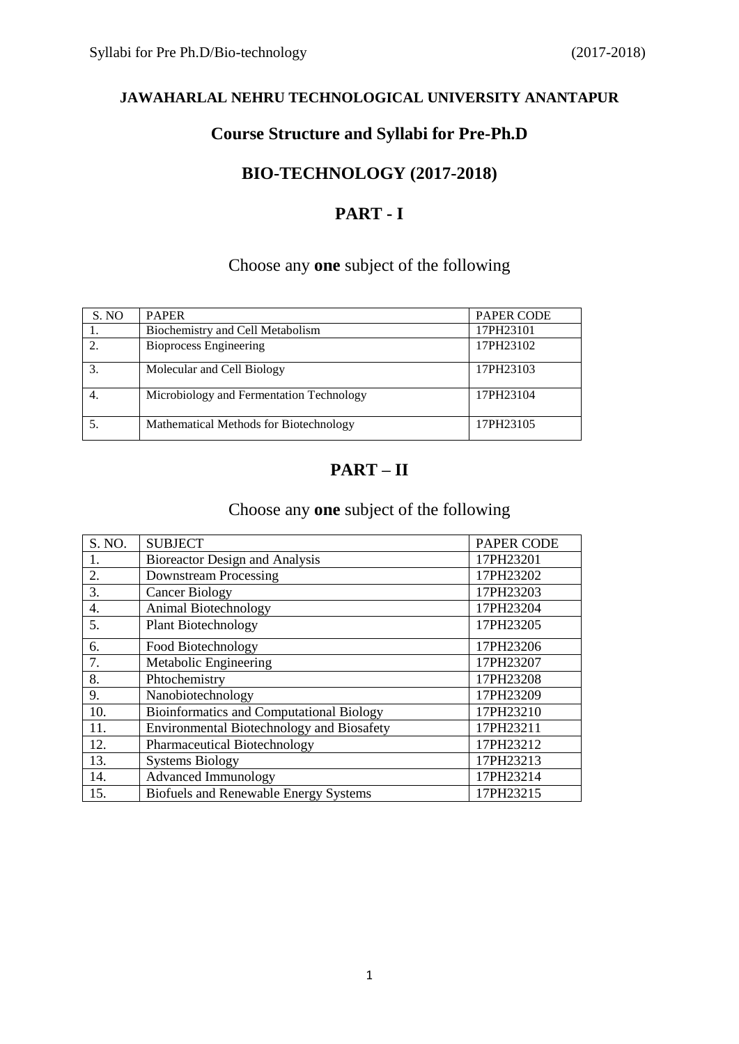# JAWAHARLAL NEHRU TECHNOLOGICAL UNIVERSITY ANANTAPUR

## Course Structure and Syllabi for Pre-Ph.D

## BIO-TECHNOLOGY (2017-2018)

## PART - I

Choose any **one** subject of the following

| S. NO | PAPER | PAPER CODE |
|---|---|---|
| 1. | Biochemistry and Cell Metabolism | 17PH23101 |
| 2. | Bioprocess Engineering | 17PH23102 |
| 3. | Molecular and Cell Biology | 17PH23103 |
| 4. | Microbiology and Fermentation Technology | 17PH23104 |
| 5. | Mathematical Methods for Biotechnology | 17PH23105 |

## PART – II

Choose any **one** subject of the following

| S. NO. | SUBJECT | PAPER CODE |
|---|---|---|
| 1. | Bioreactor Design and Analysis | 17PH23201 |
| 2. | Downstream Processing | 17PH23202 |
| 3. | Cancer Biology | 17PH23203 |
| 4. | Animal Biotechnology | 17PH23204 |
| 5. | Plant Biotechnology | 17PH23205 |
| 6. | Food Biotechnology | 17PH23206 |
| 7. | Metabolic Engineering | 17PH23207 |
| 8. | Phtochemistry | 17PH23208 |
| 9. | Nanobiotechnology | 17PH23209 |
| 10. | Bioinformatics and Computational Biology | 17PH23210 |
| 11. | Environmental Biotechnology and Biosafety | 17PH23211 |
| 12. | Pharmaceutical Biotechnology | 17PH23212 |
| 13. | Systems Biology | 17PH23213 |
| 14. | Advanced Immunology | 17PH23214 |
| 15. | Biofuels and Renewable Energy Systems | 17PH23215 |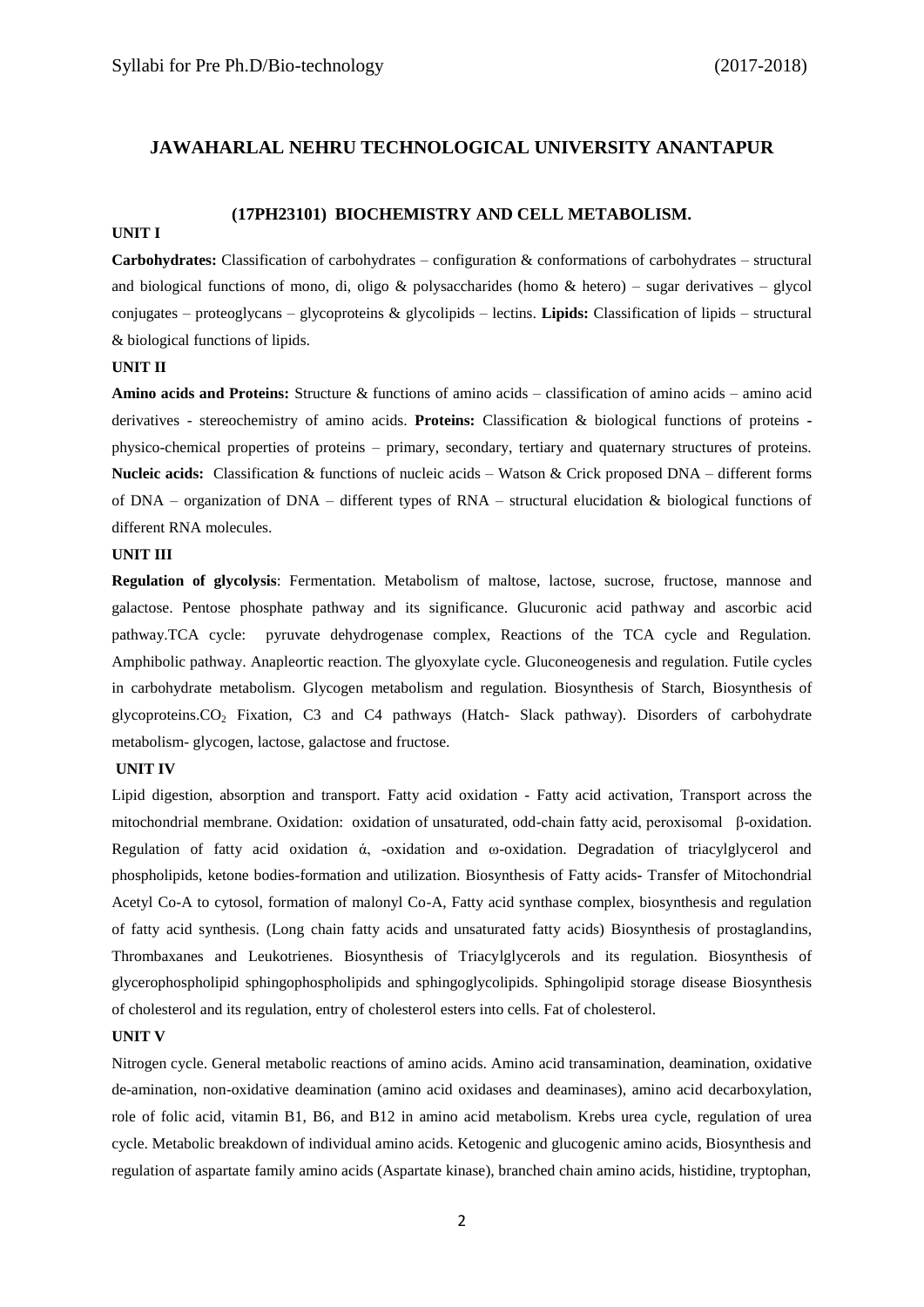## JAWAHARLAL NEHRU TECHNOLOGICAL UNIVERSITY ANANTAPUR

### (17PH23101) BIOCHEMISTRY AND CELL METABOLISM.

**UNIT I**

**Carbohydrates:** Classification of carbohydrates – configuration & conformations of carbohydrates – structural and biological functions of mono, di, oligo & polysaccharides (homo & hetero) – sugar derivatives – glycol conjugates – proteoglycans – glycoproteins & glycolipids – lectins. **Lipids:** Classification of lipids – structural & biological functions of lipids.

**UNIT II**

**Amino acids and Proteins:** Structure & functions of amino acids – classification of amino acids – amino acid derivatives - stereochemistry of amino acids. **Proteins:** Classification & biological functions of proteins - physico-chemical properties of proteins – primary, secondary, tertiary and quaternary structures of proteins. **Nucleic acids:** Classification & functions of nucleic acids – Watson & Crick proposed DNA – different forms of DNA – organization of DNA – different types of RNA – structural elucidation & biological functions of different RNA molecules.

**UNIT III**

**Regulation of glycolysis**: Fermentation. Metabolism of maltose, lactose, sucrose, fructose, mannose and galactose. Pentose phosphate pathway and its significance. Glucuronic acid pathway and ascorbic acid pathway.TCA cycle: pyruvate dehydrogenase complex, Reactions of the TCA cycle and Regulation. Amphibolic pathway. Anapleortic reaction. The glyoxylate cycle. Gluconeogenesis and regulation. Futile cycles in carbohydrate metabolism. Glycogen metabolism and regulation. Biosynthesis of Starch, Biosynthesis of glycoproteins.$CO_2$ Fixation, C3 and C4 pathways (Hatch- Slack pathway). Disorders of carbohydrate metabolism- glycogen, lactose, galactose and fructose.

**UNIT IV**

Lipid digestion, absorption and transport. Fatty acid oxidation - Fatty acid activation, Transport across the mitochondrial membrane. Oxidation: oxidation of unsaturated, odd-chain fatty acid, peroxisomal β-oxidation. Regulation of fatty acid oxidation ά, -oxidation and ω-oxidation. Degradation of triacylglycerol and phospholipids, ketone bodies-formation and utilization. Biosynthesis of Fatty acids- Transfer of Mitochondrial Acetyl Co-A to cytosol, formation of malonyl Co-A, Fatty acid synthase complex, biosynthesis and regulation of fatty acid synthesis. (Long chain fatty acids and unsaturated fatty acids) Biosynthesis of prostaglandins, Thrombaxanes and Leukotrienes. Biosynthesis of Triacylglycerols and its regulation. Biosynthesis of glycerophospholipid sphingophospholipids and sphingoglycolipids. Sphingolipid storage disease Biosynthesis of cholesterol and its regulation, entry of cholesterol esters into cells. Fat of cholesterol.

**UNIT V**

Nitrogen cycle. General metabolic reactions of amino acids. Amino acid transamination, deamination, oxidative de-amination, non-oxidative deamination (amino acid oxidases and deaminases), amino acid decarboxylation, role of folic acid, vitamin B1, B6, and B12 in amino acid metabolism. Krebs urea cycle, regulation of urea cycle. Metabolic breakdown of individual amino acids. Ketogenic and glucogenic amino acids, Biosynthesis and regulation of aspartate family amino acids (Aspartate kinase), branched chain amino acids, histidine, tryptophan,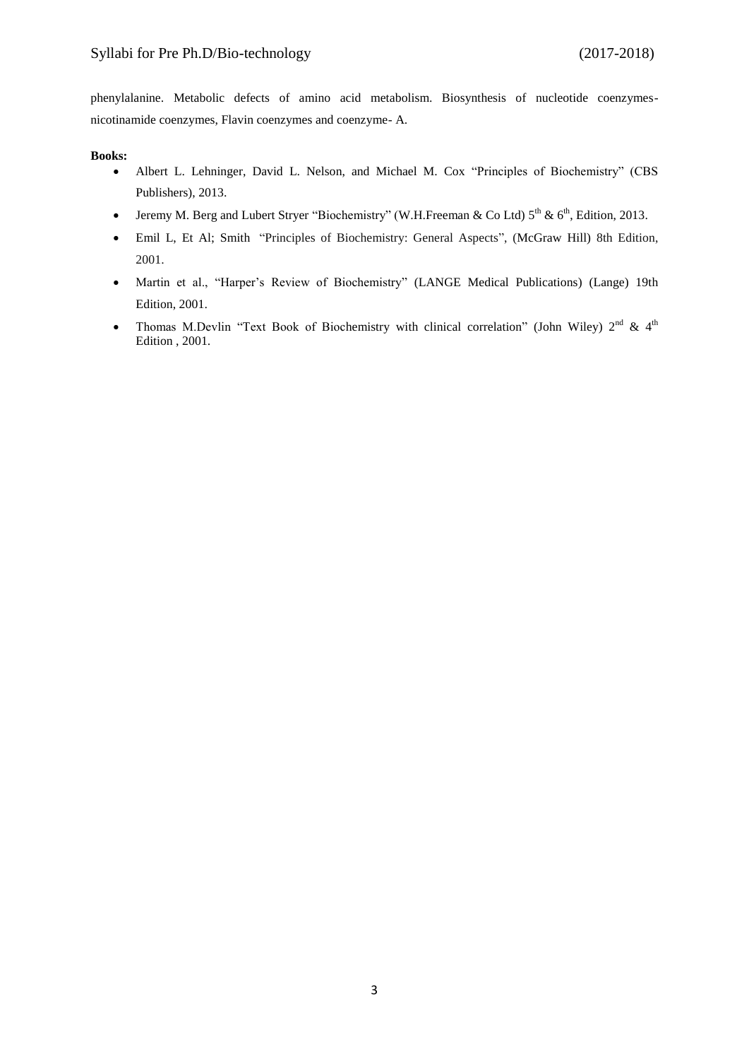phenylalanine. Metabolic defects of amino acid metabolism. Biosynthesis of nucleotide coenzymes-nicotinamide coenzymes, Flavin coenzymes and coenzyme- A.

**Books:**

- Albert L. Lehninger, David L. Nelson, and Michael M. Cox "Principles of Biochemistry" (CBS Publishers), 2013.
- Jeremy M. Berg and Lubert Stryer "Biochemistry" (W.H.Freeman & Co Ltd) $5^{th}$ & $6^{th}$, Edition, 2013.
- Emil L, Et Al; Smith "Principles of Biochemistry: General Aspects", (McGraw Hill) 8th Edition, 2001.
- Martin et al., "Harper's Review of Biochemistry" (LANGE Medical Publications) (Lange) 19th Edition, 2001.
- Thomas M.Devlin "Text Book of Biochemistry with clinical correlation" (John Wiley) $2^{nd}$ & $4^{th}$ Edition , 2001.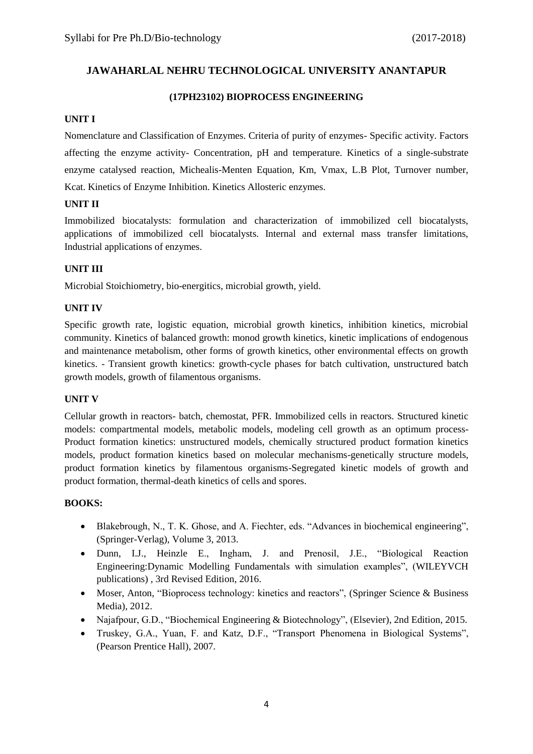# JAWAHARLAL NEHRU TECHNOLOGICAL UNIVERSITY ANANTAPUR

## (17PH23102) BIOPROCESS ENGINEERING

### UNIT I

Nomenclature and Classification of Enzymes. Criteria of purity of enzymes- Specific activity. Factors affecting the enzyme activity- Concentration, pH and temperature. Kinetics of a single-substrate enzyme catalysed reaction, Michealis-Menten Equation, Km, Vmax, L.B Plot, Turnover number, Kcat. Kinetics of Enzyme Inhibition. Kinetics Allosteric enzymes.

### UNIT II

Immobilized biocatalysts: formulation and characterization of immobilized cell biocatalysts, applications of immobilized cell biocatalysts. Internal and external mass transfer limitations, Industrial applications of enzymes.

### UNIT III

Microbial Stoichiometry, bio-energitics, microbial growth, yield.

### UNIT IV

Specific growth rate, logistic equation, microbial growth kinetics, inhibition kinetics, microbial community. Kinetics of balanced growth: monod growth kinetics, kinetic implications of endogenous and maintenance metabolism, other forms of growth kinetics, other environmental effects on growth kinetics. - Transient growth kinetics: growth-cycle phases for batch cultivation, unstructured batch growth models, growth of filamentous organisms.

### UNIT V

Cellular growth in reactors- batch, chemostat, PFR. Immobilized cells in reactors. Structured kinetic models: compartmental models, metabolic models, modeling cell growth as an optimum process- Product formation kinetics: unstructured models, chemically structured product formation kinetics models, product formation kinetics based on molecular mechanisms-genetically structure models, product formation kinetics by filamentous organisms-Segregated kinetic models of growth and product formation, thermal-death kinetics of cells and spores.

### BOOKS:

- Blakebrough, N., T. K. Ghose, and A. Fiechter, eds. "Advances in biochemical engineering", (Springer-Verlag), Volume 3, 2013.
- Dunn, I.J., Heinzle E., Ingham, J. and Prenosil, J.E., "Biological Reaction Engineering:Dynamic Modelling Fundamentals with simulation examples", (WILEYVCH publications) , 3rd Revised Edition, 2016.
- Moser, Anton, "Bioprocess technology: kinetics and reactors", (Springer Science & Business Media), 2012.
- Najafpour, G.D., "Biochemical Engineering & Biotechnology", (Elsevier), 2nd Edition, 2015.
- Truskey, G.A., Yuan, F. and Katz, D.F., "Transport Phenomena in Biological Systems", (Pearson Prentice Hall), 2007.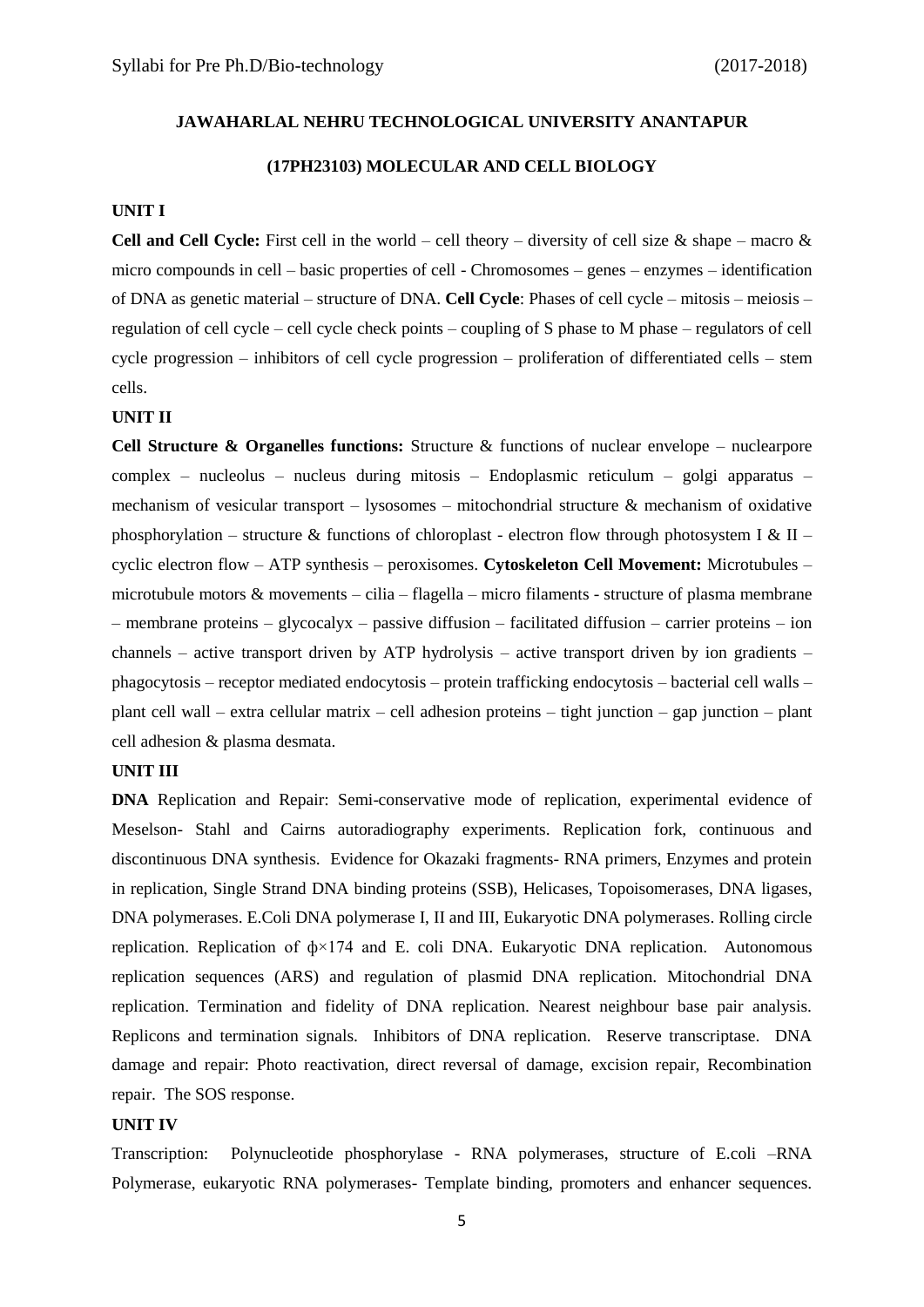**JAWAHARLAL NEHRU TECHNOLOGICAL UNIVERSITY ANANTAPUR**

**(17PH23103) MOLECULAR AND CELL BIOLOGY**

**UNIT I**

**Cell and Cell Cycle:** First cell in the world – cell theory – diversity of cell size & shape – macro & micro compounds in cell – basic properties of cell - Chromosomes – genes – enzymes – identification of DNA as genetic material – structure of DNA. **Cell Cycle**: Phases of cell cycle – mitosis – meiosis – regulation of cell cycle – cell cycle check points – coupling of S phase to M phase – regulators of cell cycle progression – inhibitors of cell cycle progression – proliferation of differentiated cells – stem cells.

**UNIT II**

**Cell Structure & Organelles functions:** Structure & functions of nuclear envelope – nuclearpore complex – nucleolus – nucleus during mitosis – Endoplasmic reticulum – golgi apparatus – mechanism of vesicular transport – lysosomes – mitochondrial structure & mechanism of oxidative phosphorylation – structure & functions of chloroplast - electron flow through photosystem I & II – cyclic electron flow – ATP synthesis – peroxisomes. **Cytoskeleton Cell Movement:** Microtubules – microtubule motors & movements – cilia – flagella – micro filaments - structure of plasma membrane – membrane proteins – glycocalyx – passive diffusion – facilitated diffusion – carrier proteins – ion channels – active transport driven by ATP hydrolysis – active transport driven by ion gradients – phagocytosis – receptor mediated endocytosis – protein trafficking endocytosis – bacterial cell walls – plant cell wall – extra cellular matrix – cell adhesion proteins – tight junction – gap junction – plant cell adhesion & plasma desmata.

**UNIT III**

**DNA** Replication and Repair: Semi-conservative mode of replication, experimental evidence of Meselson- Stahl and Cairns autoradiography experiments. Replication fork, continuous and discontinuous DNA synthesis. Evidence for Okazaki fragments- RNA primers, Enzymes and protein in replication, Single Strand DNA binding proteins (SSB), Helicases, Topoisomerases, DNA ligases, DNA polymerases. E.Coli DNA polymerase I, II and III, Eukaryotic DNA polymerases. Rolling circle replication. Replication of ϕ×174 and E. coli DNA. Eukaryotic DNA replication. Autonomous replication sequences (ARS) and regulation of plasmid DNA replication. Mitochondrial DNA replication. Termination and fidelity of DNA replication. Nearest neighbour base pair analysis. Replicons and termination signals. Inhibitors of DNA replication. Reserve transcriptase. DNA damage and repair: Photo reactivation, direct reversal of damage, excision repair, Recombination repair. The SOS response.

**UNIT IV**

Transcription: Polynucleotide phosphorylase - RNA polymerases, structure of E.coli –RNA Polymerase, eukaryotic RNA polymerases- Template binding, promoters and enhancer sequences.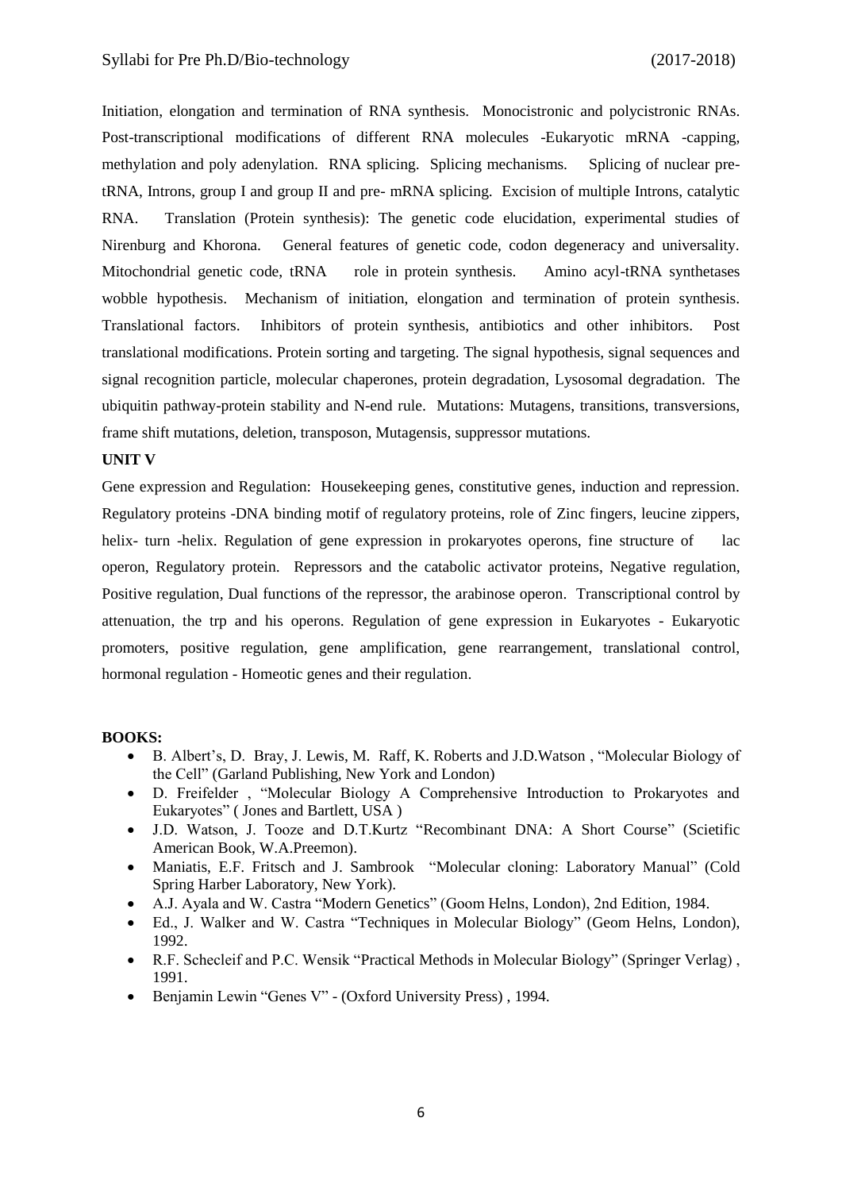Initiation, elongation and termination of RNA synthesis. Monocistronic and polycistronic RNAs. Post-transcriptional modifications of different RNA molecules -Eukaryotic mRNA -capping, methylation and poly adenylation. RNA splicing. Splicing mechanisms. Splicing of nuclear pre-tRNA, Introns, group I and group II and pre- mRNA splicing. Excision of multiple Introns, catalytic RNA. Translation (Protein synthesis): The genetic code elucidation, experimental studies of Nirenburg and Khorona. General features of genetic code, codon degeneracy and universality. Mitochondrial genetic code, tRNA role in protein synthesis. Amino acyl-tRNA synthetases wobble hypothesis. Mechanism of initiation, elongation and termination of protein synthesis. Translational factors. Inhibitors of protein synthesis, antibiotics and other inhibitors. Post translational modifications. Protein sorting and targeting. The signal hypothesis, signal sequences and signal recognition particle, molecular chaperones, protein degradation, Lysosomal degradation. The ubiquitin pathway-protein stability and N-end rule. Mutations: Mutagens, transitions, transversions, frame shift mutations, deletion, transposon, Mutagensis, suppressor mutations.

**UNIT V**

Gene expression and Regulation: Housekeeping genes, constitutive genes, induction and repression. Regulatory proteins -DNA binding motif of regulatory proteins, role of Zinc fingers, leucine zippers, helix- turn -helix. Regulation of gene expression in prokaryotes operons, fine structure of lac operon, Regulatory protein. Repressors and the catabolic activator proteins, Negative regulation, Positive regulation, Dual functions of the repressor, the arabinose operon. Transcriptional control by attenuation, the trp and his operons. Regulation of gene expression in Eukaryotes - Eukaryotic promoters, positive regulation, gene amplification, gene rearrangement, translational control, hormonal regulation - Homeotic genes and their regulation.

**BOOKS:**

- B. Albert's, D. Bray, J. Lewis, M. Raff, K. Roberts and J.D.Watson , "Molecular Biology of the Cell" (Garland Publishing, New York and London)
- D. Freifelder , "Molecular Biology A Comprehensive Introduction to Prokaryotes and Eukaryotes" ( Jones and Bartlett, USA )
- J.D. Watson, J. Tooze and D.T.Kurtz "Recombinant DNA: A Short Course" (Scietific American Book, W.A.Preemon).
- Maniatis, E.F. Fritsch and J. Sambrook "Molecular cloning: Laboratory Manual" (Cold Spring Harber Laboratory, New York).
- A.J. Ayala and W. Castra "Modern Genetics" (Goom Helns, London), 2nd Edition, 1984.
- Ed., J. Walker and W. Castra "Techniques in Molecular Biology" (Geom Helns, London), 1992.
- R.F. Schecleif and P.C. Wensik "Practical Methods in Molecular Biology" (Springer Verlag) , 1991.
- Benjamin Lewin "Genes V" - (Oxford University Press) , 1994.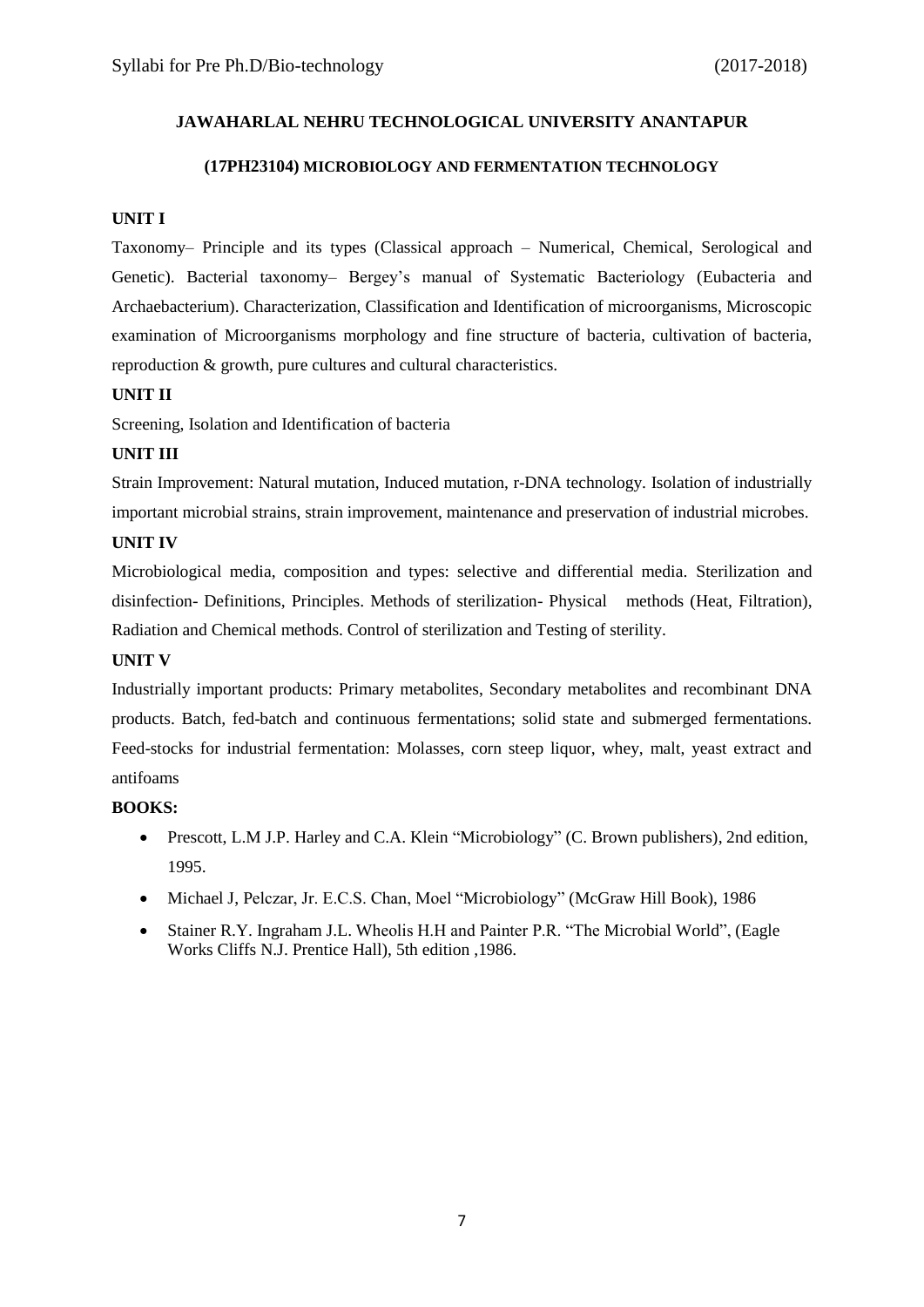**JAWAHARLAL NEHRU TECHNOLOGICAL UNIVERSITY ANANTAPUR**

**(17PH23104) MICROBIOLOGY AND FERMENTATION TECHNOLOGY**

**UNIT I**

Taxonomy– Principle and its types (Classical approach – Numerical, Chemical, Serological and Genetic). Bacterial taxonomy– Bergey's manual of Systematic Bacteriology (Eubacteria and Archaebacterium). Characterization, Classification and Identification of microorganisms, Microscopic examination of Microorganisms morphology and fine structure of bacteria, cultivation of bacteria, reproduction & growth, pure cultures and cultural characteristics.

**UNIT II**

Screening, Isolation and Identification of bacteria

**UNIT III**

Strain Improvement: Natural mutation, Induced mutation, r-DNA technology. Isolation of industrially important microbial strains, strain improvement, maintenance and preservation of industrial microbes.

**UNIT IV**

Microbiological media, composition and types: selective and differential media. Sterilization and disinfection- Definitions, Principles. Methods of sterilization- Physical methods (Heat, Filtration), Radiation and Chemical methods. Control of sterilization and Testing of sterility.

**UNIT V**

Industrially important products: Primary metabolites, Secondary metabolites and recombinant DNA products. Batch, fed-batch and continuous fermentations; solid state and submerged fermentations. Feed-stocks for industrial fermentation: Molasses, corn steep liquor, whey, malt, yeast extract and antifoams

**BOOKS:**

- Prescott, L.M J.P. Harley and C.A. Klein "Microbiology" (C. Brown publishers), 2nd edition, 1995.
- Michael J, Pelczar, Jr. E.C.S. Chan, Moel "Microbiology" (McGraw Hill Book), 1986
- Stainer R.Y. Ingraham J.L. Wheolis H.H and Painter P.R. "The Microbial World", (Eagle Works Cliffs N.J. Prentice Hall), 5th edition ,1986.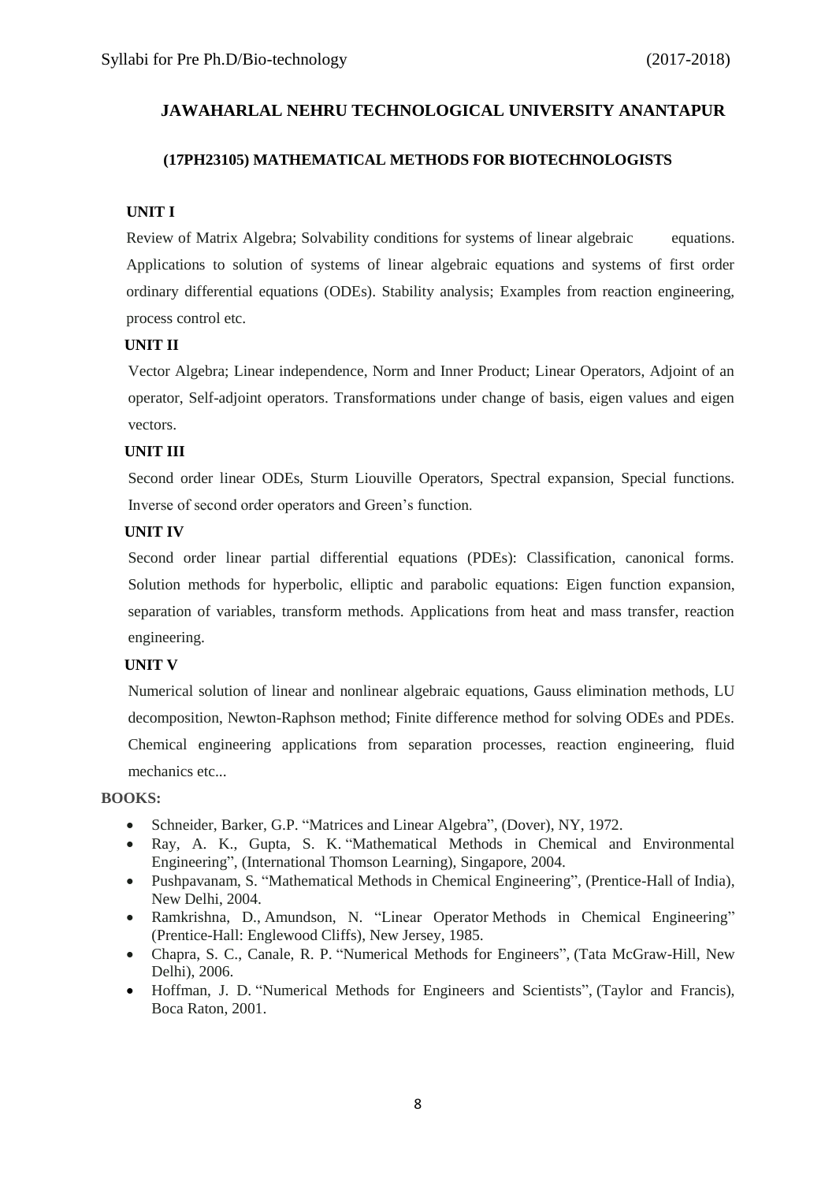## JAWAHARLAL NEHRU TECHNOLOGICAL UNIVERSITY ANANTAPUR

### (17PH23105) MATHEMATICAL METHODS FOR BIOTECHNOLOGISTS

**UNIT I**

Review of Matrix Algebra; Solvability conditions for systems of linear algebraic equations. Applications to solution of systems of linear algebraic equations and systems of first order ordinary differential equations (ODEs). Stability analysis; Examples from reaction engineering, process control etc.

**UNIT II**

Vector Algebra; Linear independence, Norm and Inner Product; Linear Operators, Adjoint of an operator, Self-adjoint operators. Transformations under change of basis, eigen values and eigen vectors.

**UNIT III**

Second order linear ODEs, Sturm Liouville Operators, Spectral expansion, Special functions. Inverse of second order operators and Green's function.

**UNIT IV**

Second order linear partial differential equations (PDEs): Classification, canonical forms. Solution methods for hyperbolic, elliptic and parabolic equations: Eigen function expansion, separation of variables, transform methods. Applications from heat and mass transfer, reaction engineering.

**UNIT V**

Numerical solution of linear and nonlinear algebraic equations, Gauss elimination methods, LU decomposition, Newton-Raphson method; Finite difference method for solving ODEs and PDEs. Chemical engineering applications from separation processes, reaction engineering, fluid mechanics etc...

**BOOKS:**

- Schneider, Barker, G.P. "Matrices and Linear Algebra", (Dover), NY, 1972.
- Ray, A. K., Gupta, S. K. "Mathematical Methods in Chemical and Environmental Engineering", (International Thomson Learning), Singapore, 2004.
- Pushpavanam, S. "Mathematical Methods in Chemical Engineering", (Prentice-Hall of India), New Delhi, 2004.
- Ramkrishna, D., Amundson, N. "Linear Operator Methods in Chemical Engineering" (Prentice-Hall: Englewood Cliffs), New Jersey, 1985.
- Chapra, S. C., Canale, R. P. "Numerical Methods for Engineers", (Tata McGraw-Hill, New Delhi), 2006.
- Hoffman, J. D. "Numerical Methods for Engineers and Scientists", (Taylor and Francis), Boca Raton, 2001.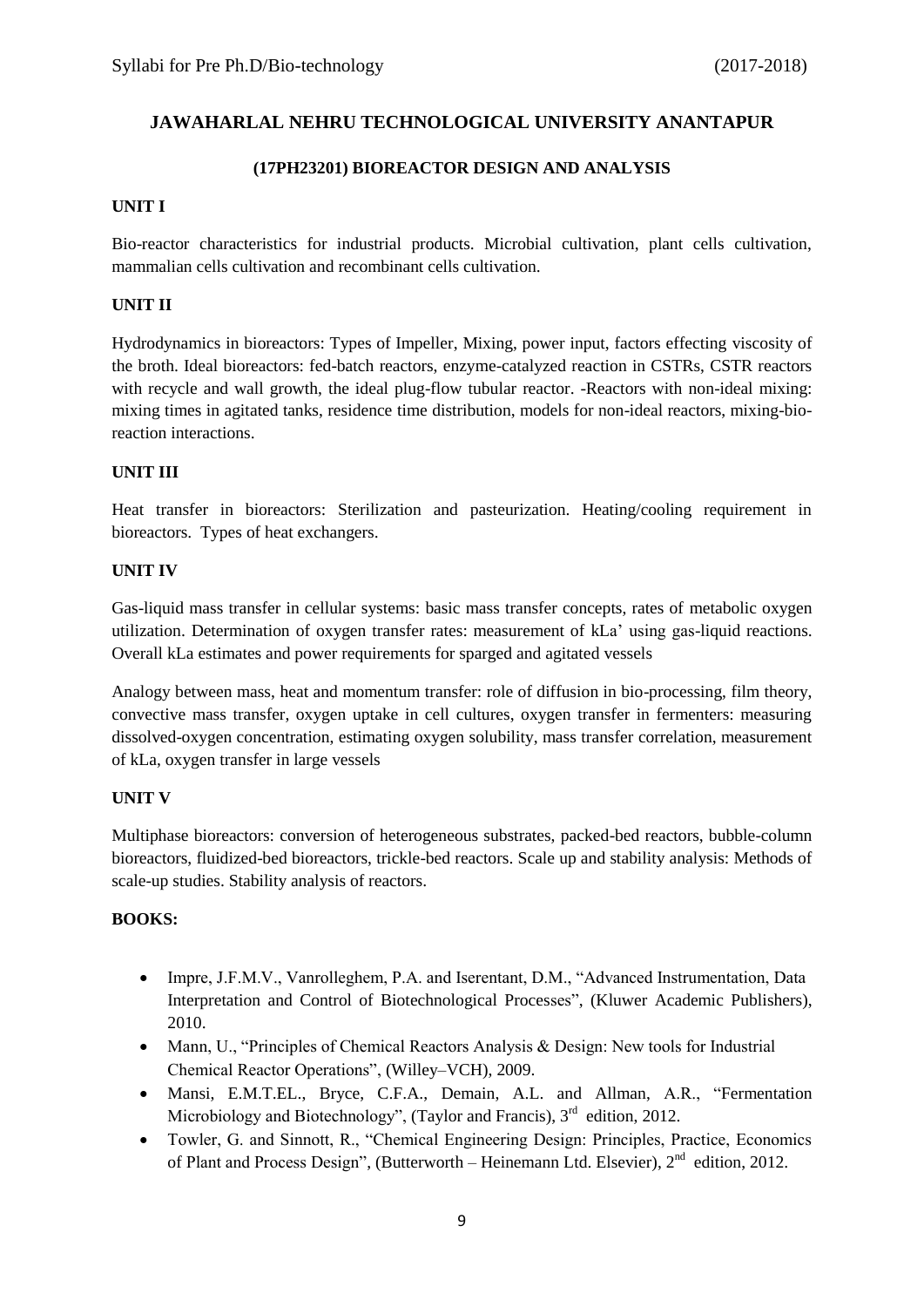# JAWAHARLAL NEHRU TECHNOLOGICAL UNIVERSITY ANANTAPUR

## (17PH23201) BIOREACTOR DESIGN AND ANALYSIS

### UNIT I

Bio-reactor characteristics for industrial products. Microbial cultivation, plant cells cultivation, mammalian cells cultivation and recombinant cells cultivation.

### UNIT II

Hydrodynamics in bioreactors: Types of Impeller, Mixing, power input, factors effecting viscosity of the broth. Ideal bioreactors: fed-batch reactors, enzyme-catalyzed reaction in CSTRs, CSTR reactors with recycle and wall growth, the ideal plug-flow tubular reactor. -Reactors with non-ideal mixing: mixing times in agitated tanks, residence time distribution, models for non-ideal reactors, mixing-bio-reaction interactions.

### UNIT III

Heat transfer in bioreactors: Sterilization and pasteurization. Heating/cooling requirement in bioreactors. Types of heat exchangers.

### UNIT IV

Gas-liquid mass transfer in cellular systems: basic mass transfer concepts, rates of metabolic oxygen utilization. Determination of oxygen transfer rates: measurement of kLa' using gas-liquid reactions. Overall kLa estimates and power requirements for sparged and agitated vessels

Analogy between mass, heat and momentum transfer: role of diffusion in bio-processing, film theory, convective mass transfer, oxygen uptake in cell cultures, oxygen transfer in fermenters: measuring dissolved-oxygen concentration, estimating oxygen solubility, mass transfer correlation, measurement of kLa, oxygen transfer in large vessels

### UNIT V

Multiphase bioreactors: conversion of heterogeneous substrates, packed-bed reactors, bubble-column bioreactors, fluidized-bed bioreactors, trickle-bed reactors. Scale up and stability analysis: Methods of scale-up studies. Stability analysis of reactors.

### BOOKS:

- Impre, J.F.M.V., Vanrolleghem, P.A. and Iserentant, D.M., "Advanced Instrumentation, Data Interpretation and Control of Biotechnological Processes", (Kluwer Academic Publishers), 2010.
- Mann, U., "Principles of Chemical Reactors Analysis & Design: New tools for Industrial Chemical Reactor Operations", (Willey–VCH), 2009.
- Mansi, E.M.T.EL., Bryce, C.F.A., Demain, A.L. and Allman, A.R., "Fermentation Microbiology and Biotechnology", (Taylor and Francis), 3rd edition, 2012.
- Towler, G. and Sinnott, R., "Chemical Engineering Design: Principles, Practice, Economics of Plant and Process Design", (Butterworth – Heinemann Ltd. Elsevier), 2nd edition, 2012.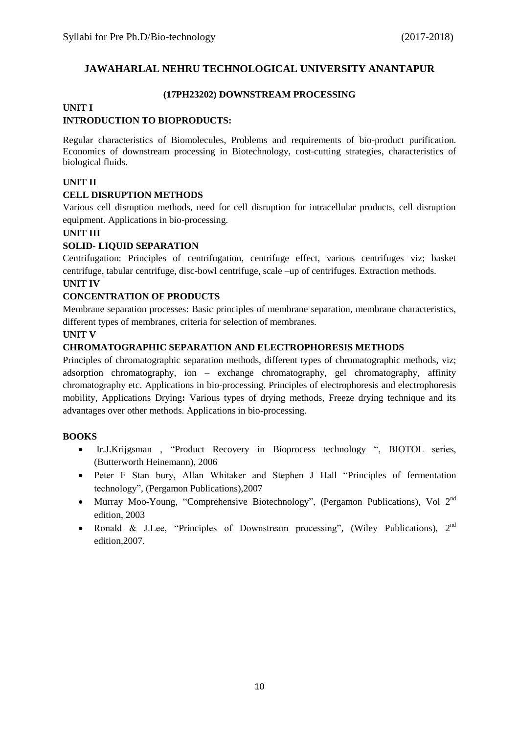# JAWAHARLAL NEHRU TECHNOLOGICAL UNIVERSITY ANANTAPUR

## (17PH23202) DOWNSTREAM PROCESSING

### UNIT I
### INTRODUCTION TO BIOPRODUCTS:

Regular characteristics of Biomolecules, Problems and requirements of bio-product purification. Economics of downstream processing in Biotechnology, cost-cutting strategies, characteristics of biological fluids.

### UNIT II
### CELL DISRUPTION METHODS

Various cell disruption methods, need for cell disruption for intracellular products, cell disruption equipment. Applications in bio-processing.

### UNIT III
### SOLID- LIQUID SEPARATION

Centrifugation: Principles of centrifugation, centrifuge effect, various centrifuges viz; basket centrifuge, tabular centrifuge, disc-bowl centrifuge, scale –up of centrifuges. Extraction methods.

### UNIT IV
### CONCENTRATION OF PRODUCTS

Membrane separation processes: Basic principles of membrane separation, membrane characteristics, different types of membranes, criteria for selection of membranes.

### UNIT V
### CHROMATOGRAPHIC SEPARATION AND ELECTROPHORESIS METHODS

Principles of chromatographic separation methods, different types of chromatographic methods, viz; adsorption chromatography, ion – exchange chromatography, gel chromatography, affinity chromatography etc. Applications in bio-processing. Principles of electrophoresis and electrophoresis mobility, Applications Drying**:** Various types of drying methods, Freeze drying technique and its advantages over other methods. Applications in bio-processing.

### BOOKS

- Ir.J.Krijgsman , "Product Recovery in Bioprocess technology ", BIOTOL series, (Butterworth Heinemann), 2006
- Peter F Stan bury, Allan Whitaker and Stephen J Hall "Principles of fermentation technology", (Pergamon Publications),2007
- Murray Moo-Young, "Comprehensive Biotechnology", (Pergamon Publications), Vol 2nd edition, 2003
- Ronald & J.Lee, "Principles of Downstream processing", (Wiley Publications), 2nd edition,2007.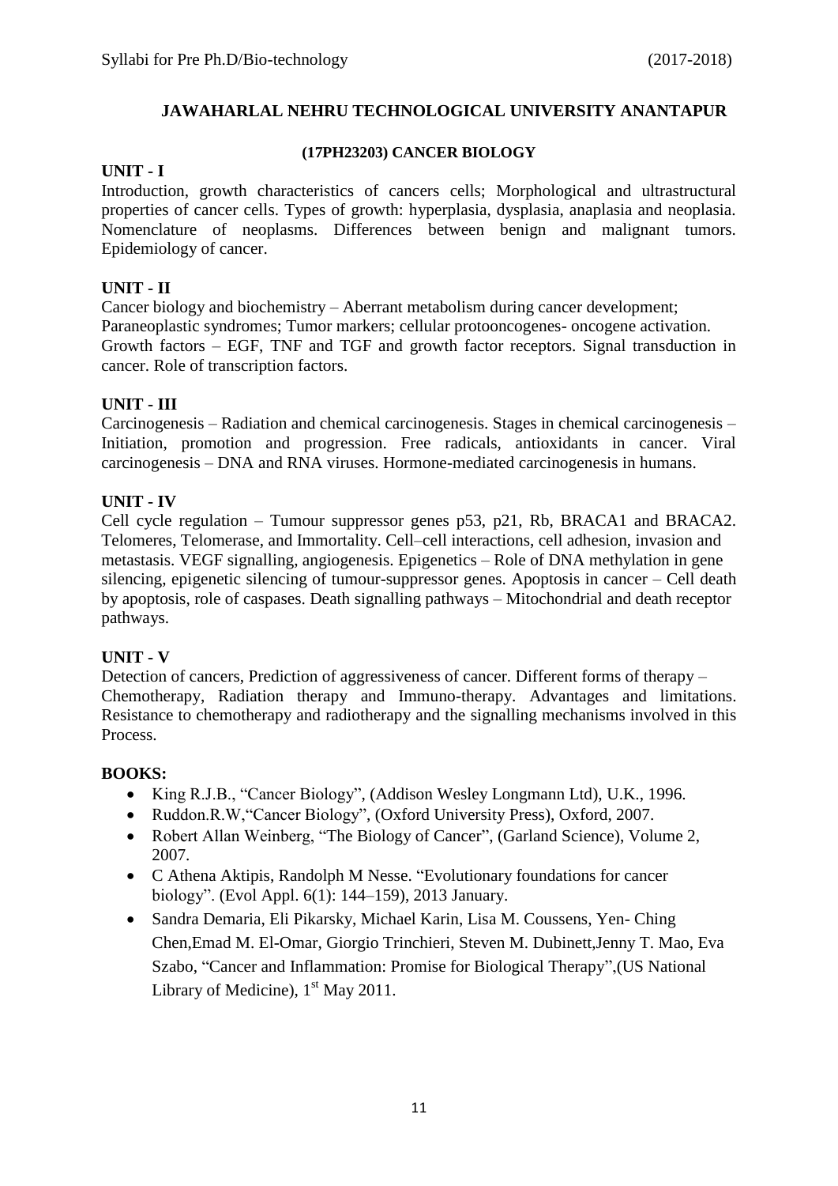# JAWAHARLAL NEHRU TECHNOLOGICAL UNIVERSITY ANANTAPUR

## (17PH23203) CANCER BIOLOGY

### UNIT - I

Introduction, growth characteristics of cancers cells; Morphological and ultrastructural properties of cancer cells. Types of growth: hyperplasia, dysplasia, anaplasia and neoplasia. Nomenclature of neoplasms. Differences between benign and malignant tumors. Epidemiology of cancer.

### UNIT - II

Cancer biology and biochemistry – Aberrant metabolism during cancer development; Paraneoplastic syndromes; Tumor markers; cellular protooncogenes- oncogene activation. Growth factors – EGF, TNF and TGF and growth factor receptors. Signal transduction in cancer. Role of transcription factors.

### UNIT - III

Carcinogenesis – Radiation and chemical carcinogenesis. Stages in chemical carcinogenesis – Initiation, promotion and progression. Free radicals, antioxidants in cancer. Viral carcinogenesis – DNA and RNA viruses. Hormone-mediated carcinogenesis in humans.

### UNIT - IV

Cell cycle regulation – Tumour suppressor genes p53, p21, Rb, BRACA1 and BRACA2. Telomeres, Telomerase, and Immortality. Cell–cell interactions, cell adhesion, invasion and metastasis. VEGF signalling, angiogenesis. Epigenetics – Role of DNA methylation in gene silencing, epigenetic silencing of tumour-suppressor genes. Apoptosis in cancer – Cell death by apoptosis, role of caspases. Death signalling pathways – Mitochondrial and death receptor pathways.

### UNIT - V

Detection of cancers, Prediction of aggressiveness of cancer. Different forms of therapy – Chemotherapy, Radiation therapy and Immuno-therapy. Advantages and limitations. Resistance to chemotherapy and radiotherapy and the signalling mechanisms involved in this Process.

### BOOKS:

- King R.J.B., "Cancer Biology", (Addison Wesley Longmann Ltd), U.K., 1996.
- Ruddon.R.W,"Cancer Biology", (Oxford University Press), Oxford, 2007.
- Robert Allan Weinberg, "The Biology of Cancer", (Garland Science), Volume 2, 2007.
- C Athena Aktipis, Randolph M Nesse. "Evolutionary foundations for cancer biology". (Evol Appl. 6(1): 144–159), 2013 January.
- Sandra Demaria, Eli Pikarsky, Michael Karin, Lisa M. Coussens, Yen- Ching Chen,Emad M. El-Omar, Giorgio Trinchieri, Steven M. Dubinett,Jenny T. Mao, Eva Szabo, "Cancer and Inflammation: Promise for Biological Therapy",(US National Library of Medicine), 1st May 2011.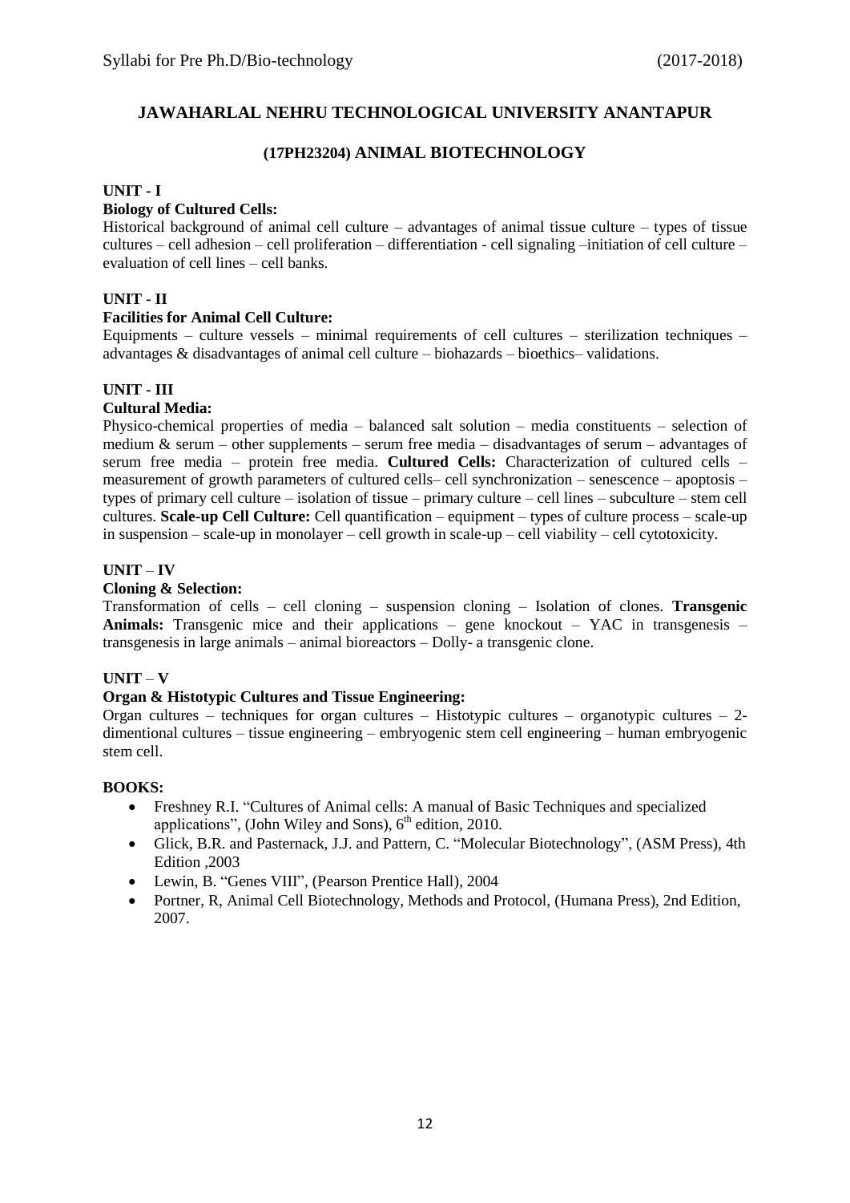# JAWAHARLAL NEHRU TECHNOLOGICAL UNIVERSITY ANANTAPUR

## (17PH23204) ANIMAL BIOTECHNOLOGY

**UNIT - I**

**Biology of Cultured Cells:**

Historical background of animal cell culture – advantages of animal tissue culture – types of tissue cultures – cell adhesion – cell proliferation – differentiation - cell signaling –initiation of cell culture – evaluation of cell lines – cell banks.

**UNIT - II**

**Facilities for Animal Cell Culture:**

Equipments – culture vessels – minimal requirements of cell cultures – sterilization techniques – advantages & disadvantages of animal cell culture – biohazards – bioethics– validations.

**UNIT - III**

**Cultural Media:**

Physico-chemical properties of media – balanced salt solution – media constituents – selection of medium & serum – other supplements – serum free media – disadvantages of serum – advantages of serum free media – protein free media. **Cultured Cells:** Characterization of cultured cells – measurement of growth parameters of cultured cells– cell synchronization – senescence – apoptosis – types of primary cell culture – isolation of tissue – primary culture – cell lines – subculture – stem cell cultures. **Scale-up Cell Culture:** Cell quantification – equipment – types of culture process – scale-up in suspension – scale-up in monolayer – cell growth in scale-up – cell viability – cell cytotoxicity.

**UNIT – IV**

**Cloning & Selection:**

Transformation of cells – cell cloning – suspension cloning – Isolation of clones. **Transgenic Animals:** Transgenic mice and their applications – gene knockout – YAC in transgenesis – transgenesis in large animals – animal bioreactors – Dolly- a transgenic clone.

**UNIT – V**

**Organ & Histotypic Cultures and Tissue Engineering:**

Organ cultures – techniques for organ cultures – Histotypic cultures – organotypic cultures – 2-dimentional cultures – tissue engineering – embryogenic stem cell engineering – human embryogenic stem cell.

**BOOKS:**

- Freshney R.I. "Cultures of Animal cells: A manual of Basic Techniques and specialized applications", (John Wiley and Sons), 6th edition, 2010.
- Glick, B.R. and Pasternack, J.J. and Pattern, C. "Molecular Biotechnology", (ASM Press), 4th Edition ,2003
- Lewin, B. "Genes VIII", (Pearson Prentice Hall), 2004
- Portner, R, Animal Cell Biotechnology, Methods and Protocol, (Humana Press), 2nd Edition, 2007.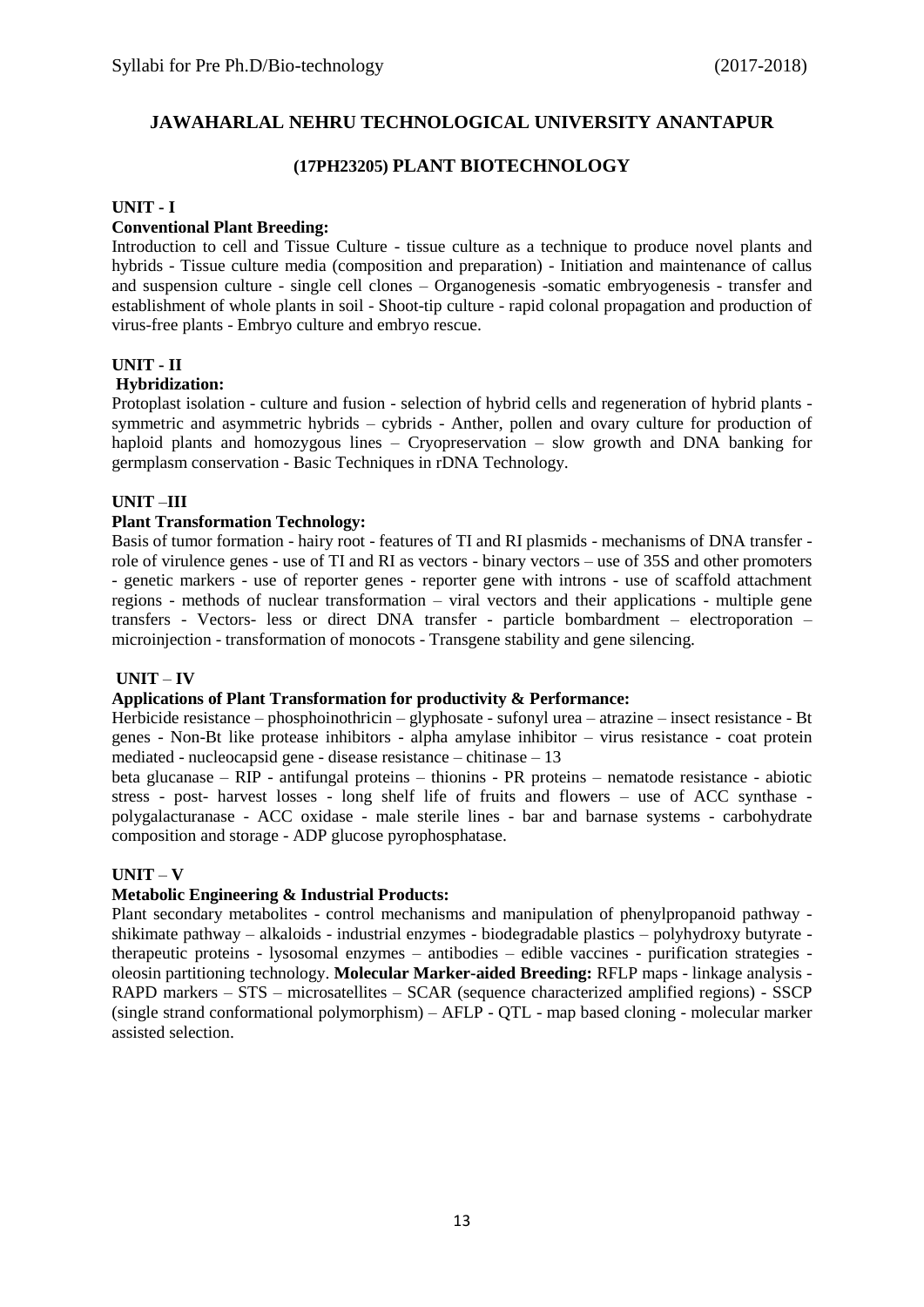# JAWAHARLAL NEHRU TECHNOLOGICAL UNIVERSITY ANANTAPUR

## (17PH23205) PLANT BIOTECHNOLOGY

**UNIT - I**

**Conventional Plant Breeding:**

Introduction to cell and Tissue Culture - tissue culture as a technique to produce novel plants and hybrids - Tissue culture media (composition and preparation) - Initiation and maintenance of callus and suspension culture - single cell clones – Organogenesis -somatic embryogenesis - transfer and establishment of whole plants in soil - Shoot-tip culture - rapid colonal propagation and production of virus-free plants - Embryo culture and embryo rescue.

**UNIT - II**

**Hybridization:**

Protoplast isolation - culture and fusion - selection of hybrid cells and regeneration of hybrid plants - symmetric and asymmetric hybrids – cybrids - Anther, pollen and ovary culture for production of haploid plants and homozygous lines – Cryopreservation – slow growth and DNA banking for germplasm conservation - Basic Techniques in rDNA Technology.

**UNIT –III**

**Plant Transformation Technology:**

Basis of tumor formation - hairy root - features of TI and RI plasmids - mechanisms of DNA transfer - role of virulence genes - use of TI and RI as vectors - binary vectors – use of 35S and other promoters - genetic markers - use of reporter genes - reporter gene with introns - use of scaffold attachment regions - methods of nuclear transformation – viral vectors and their applications - multiple gene transfers - Vectors- less or direct DNA transfer - particle bombardment – electroporation – microinjection - transformation of monocots - Transgene stability and gene silencing.

**UNIT – IV**

**Applications of Plant Transformation for productivity & Performance:**

Herbicide resistance – phosphoinothricin – glyphosate - sufonyl urea – atrazine – insect resistance - Bt genes - Non-Bt like protease inhibitors - alpha amylase inhibitor – virus resistance - coat protein mediated - nucleocapsid gene - disease resistance – chitinase – 13 beta glucanase – RIP - antifungal proteins – thionins - PR proteins – nematode resistance - abiotic stress - post- harvest losses - long shelf life of fruits and flowers – use of ACC synthase - polygalacturanase - ACC oxidase - male sterile lines - bar and barnase systems - carbohydrate composition and storage - ADP glucose pyrophosphatase.

**UNIT – V**

**Metabolic Engineering & Industrial Products:**

Plant secondary metabolites - control mechanisms and manipulation of phenylpropanoid pathway - shikimate pathway – alkaloids - industrial enzymes - biodegradable plastics – polyhydroxy butyrate - therapeutic proteins - lysosomal enzymes – antibodies – edible vaccines - purification strategies - oleosin partitioning technology. **Molecular Marker-aided Breeding:** RFLP maps - linkage analysis - RAPD markers – STS – microsatellites – SCAR (sequence characterized amplified regions) - SSCP (single strand conformational polymorphism) – AFLP - QTL - map based cloning - molecular marker assisted selection.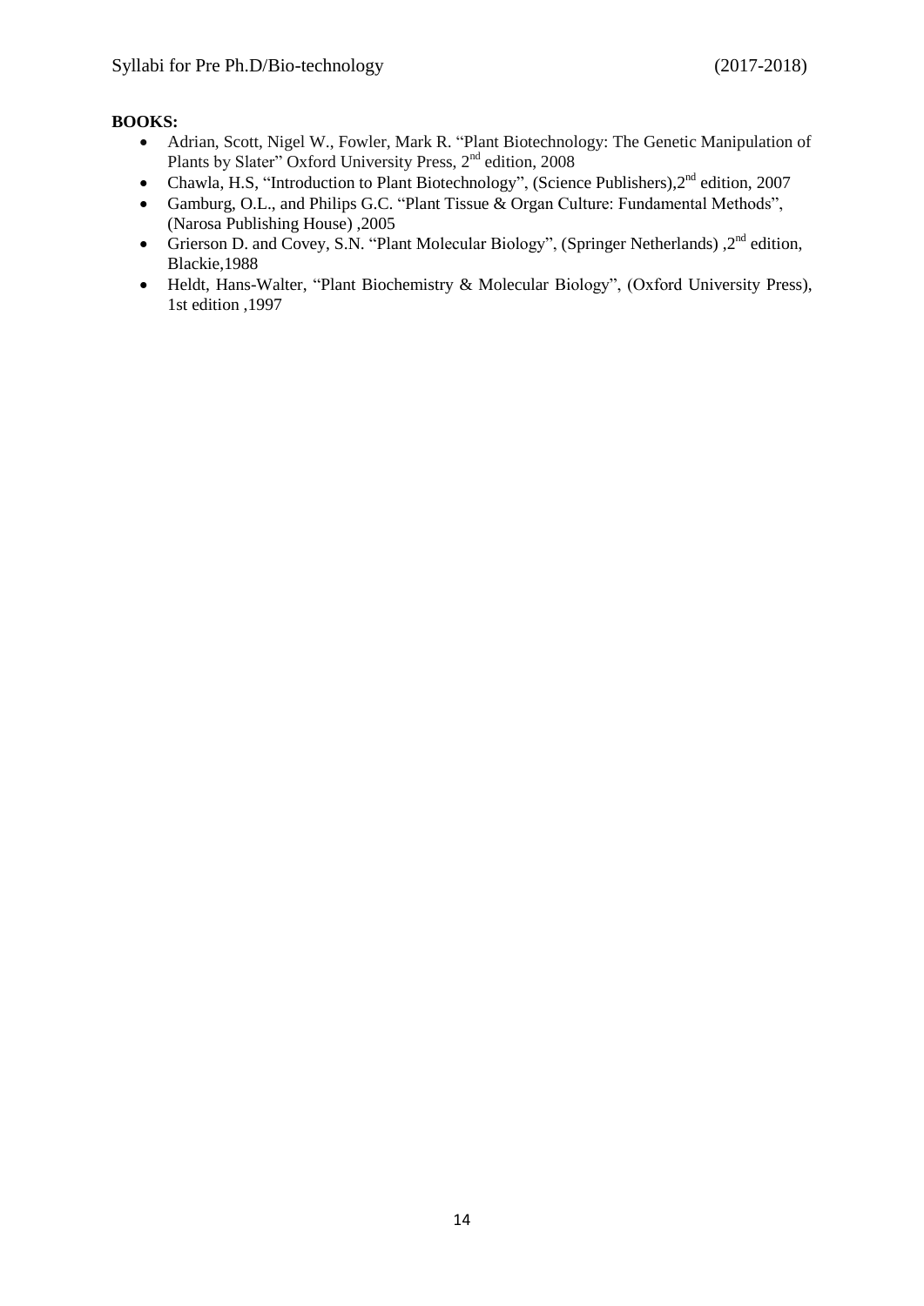**BOOKS:**

- Adrian, Scott, Nigel W., Fowler, Mark R. "Plant Biotechnology: The Genetic Manipulation of Plants by Slater" Oxford University Press, 2nd edition, 2008
- Chawla, H.S, "Introduction to Plant Biotechnology", (Science Publishers),2nd edition, 2007
- Gamburg, O.L., and Philips G.C. "Plant Tissue & Organ Culture: Fundamental Methods", (Narosa Publishing House) ,2005
- Grierson D. and Covey, S.N. "Plant Molecular Biology", (Springer Netherlands) ,2nd edition, Blackie,1988
- Heldt, Hans-Walter, "Plant Biochemistry & Molecular Biology", (Oxford University Press), 1st edition ,1997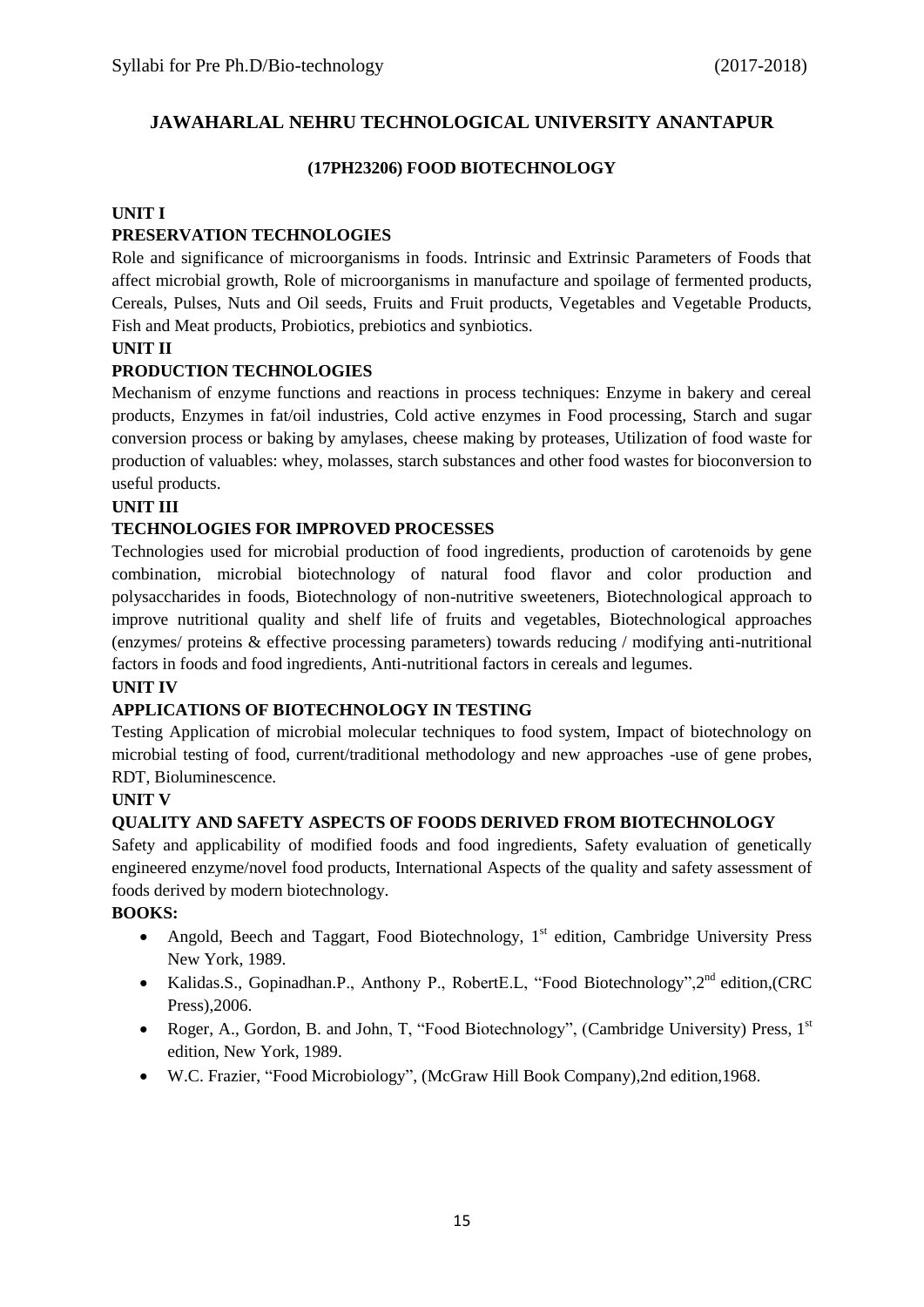# JAWAHARLAL NEHRU TECHNOLOGICAL UNIVERSITY ANANTAPUR

## (17PH23206) FOOD BIOTECHNOLOGY

**UNIT I**

**PRESERVATION TECHNOLOGIES**

Role and significance of microorganisms in foods. Intrinsic and Extrinsic Parameters of Foods that affect microbial growth, Role of microorganisms in manufacture and spoilage of fermented products, Cereals, Pulses, Nuts and Oil seeds, Fruits and Fruit products, Vegetables and Vegetable Products, Fish and Meat products, Probiotics, prebiotics and synbiotics.

**UNIT II**

**PRODUCTION TECHNOLOGIES**

Mechanism of enzyme functions and reactions in process techniques: Enzyme in bakery and cereal products, Enzymes in fat/oil industries, Cold active enzymes in Food processing, Starch and sugar conversion process or baking by amylases, cheese making by proteases, Utilization of food waste for production of valuables: whey, molasses, starch substances and other food wastes for bioconversion to useful products.

**UNIT III**

**TECHNOLOGIES FOR IMPROVED PROCESSES**

Technologies used for microbial production of food ingredients, production of carotenoids by gene combination, microbial biotechnology of natural food flavor and color production and polysaccharides in foods, Biotechnology of non-nutritive sweeteners, Biotechnological approach to improve nutritional quality and shelf life of fruits and vegetables, Biotechnological approaches (enzymes/ proteins & effective processing parameters) towards reducing / modifying anti-nutritional factors in foods and food ingredients, Anti-nutritional factors in cereals and legumes.

**UNIT IV**

**APPLICATIONS OF BIOTECHNOLOGY IN TESTING**

Testing Application of microbial molecular techniques to food system, Impact of biotechnology on microbial testing of food, current/traditional methodology and new approaches -use of gene probes, RDT, Bioluminescence.

**UNIT V**

**QUALITY AND SAFETY ASPECTS OF FOODS DERIVED FROM BIOTECHNOLOGY**

Safety and applicability of modified foods and food ingredients, Safety evaluation of genetically engineered enzyme/novel food products, International Aspects of the quality and safety assessment of foods derived by modern biotechnology.

**BOOKS:**

- Angold, Beech and Taggart, Food Biotechnology, 1st edition, Cambridge University Press New York, 1989.
- Kalidas.S., Gopinadhan.P., Anthony P., RobertE.L, "Food Biotechnology",2nd edition,(CRC Press),2006.
- Roger, A., Gordon, B. and John, T, "Food Biotechnology", (Cambridge University) Press, 1st edition, New York, 1989.
- W.C. Frazier, "Food Microbiology", (McGraw Hill Book Company),2nd edition,1968.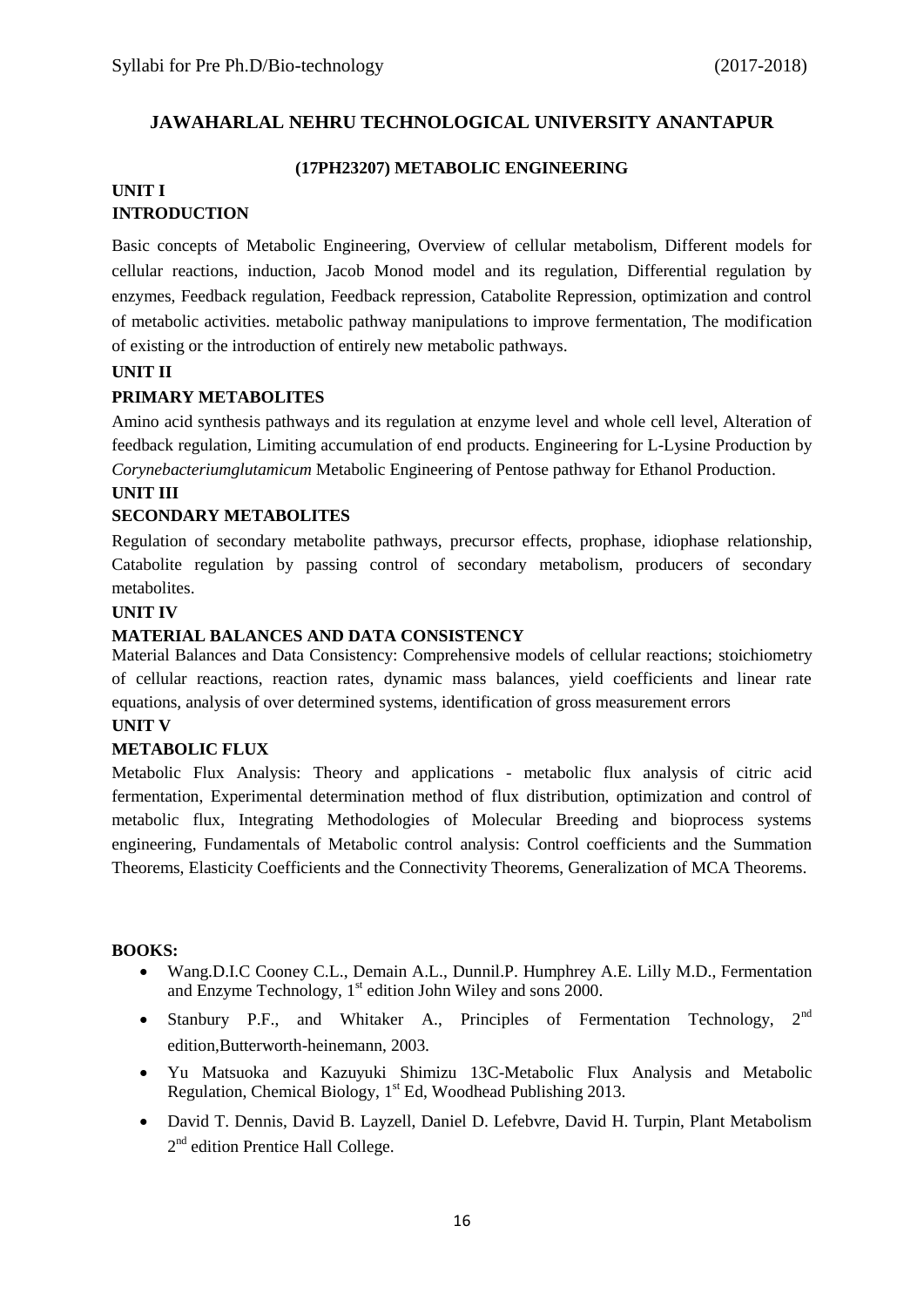## JAWAHARLAL NEHRU TECHNOLOGICAL UNIVERSITY ANANTAPUR

### (17PH23207) METABOLIC ENGINEERING

**UNIT I**
**INTRODUCTION**

Basic concepts of Metabolic Engineering, Overview of cellular metabolism, Different models for cellular reactions, induction, Jacob Monod model and its regulation, Differential regulation by enzymes, Feedback regulation, Feedback repression, Catabolite Repression, optimization and control of metabolic activities. metabolic pathway manipulations to improve fermentation, The modification of existing or the introduction of entirely new metabolic pathways.

**UNIT II**

**PRIMARY METABOLITES**

Amino acid synthesis pathways and its regulation at enzyme level and whole cell level, Alteration of feedback regulation, Limiting accumulation of end products. Engineering for L-Lysine Production by *Corynebacteriumglutamicum* Metabolic Engineering of Pentose pathway for Ethanol Production.

**UNIT III**

**SECONDARY METABOLITES**

Regulation of secondary metabolite pathways, precursor effects, prophase, idiophase relationship, Catabolite regulation by passing control of secondary metabolism, producers of secondary metabolites.

**UNIT IV**

**MATERIAL BALANCES AND DATA CONSISTENCY**

Material Balances and Data Consistency: Comprehensive models of cellular reactions; stoichiometry of cellular reactions, reaction rates, dynamic mass balances, yield coefficients and linear rate equations, analysis of over determined systems, identification of gross measurement errors

**UNIT V**

**METABOLIC FLUX**

Metabolic Flux Analysis: Theory and applications - metabolic flux analysis of citric acid fermentation, Experimental determination method of flux distribution, optimization and control of metabolic flux, Integrating Methodologies of Molecular Breeding and bioprocess systems engineering, Fundamentals of Metabolic control analysis: Control coefficients and the Summation Theorems, Elasticity Coefficients and the Connectivity Theorems, Generalization of MCA Theorems.

**BOOKS:**

- Wang.D.I.C Cooney C.L., Demain A.L., Dunnil.P. Humphrey A.E. Lilly M.D., Fermentation and Enzyme Technology, 1st edition John Wiley and sons 2000.
- Stanbury P.F., and Whitaker A., Principles of Fermentation Technology, 2nd edition,Butterworth-heinemann, 2003.
- Yu Matsuoka and Kazuyuki Shimizu 13C-Metabolic Flux Analysis and Metabolic Regulation, Chemical Biology, 1st Ed, Woodhead Publishing 2013.
- David T. Dennis, David B. Layzell, Daniel D. Lefebvre, David H. Turpin, Plant Metabolism 2nd edition Prentice Hall College.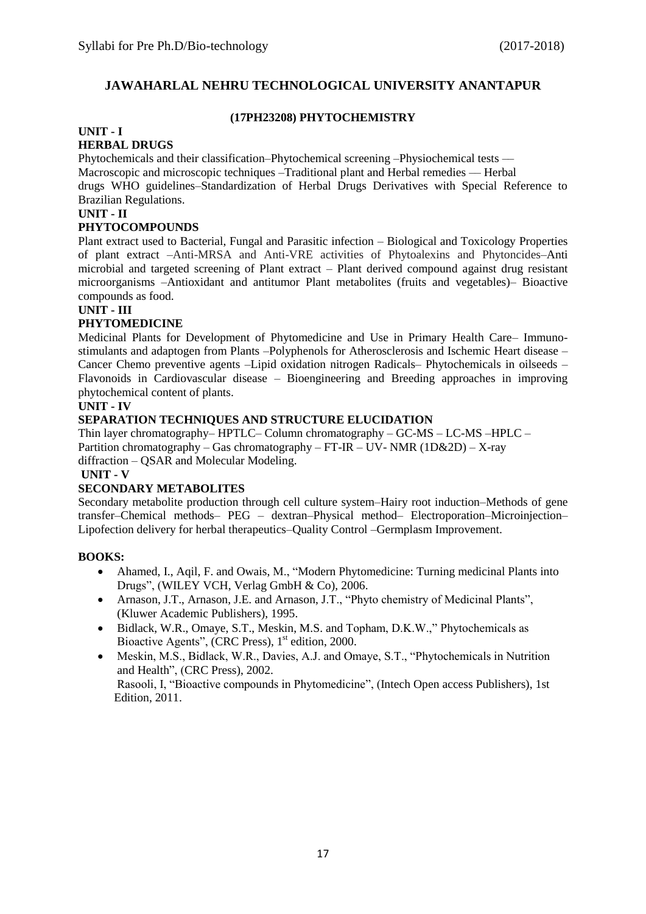## JAWAHARLAL NEHRU TECHNOLOGICAL UNIVERSITY ANANTAPUR

### (17PH23208) PHYTOCHEMISTRY

**UNIT - I**

**HERBAL DRUGS**

Phytochemicals and their classification–Phytochemical screening –Physiochemical tests — Macroscopic and microscopic techniques –Traditional plant and Herbal remedies — Herbal drugs WHO guidelines–Standardization of Herbal Drugs Derivatives with Special Reference to Brazilian Regulations.

**UNIT - II**

**PHYTOCOMPOUNDS**

Plant extract used to Bacterial, Fungal and Parasitic infection – Biological and Toxicology Properties of plant extract –Anti-MRSA and Anti-VRE activities of Phytoalexins and Phytoncides–Anti microbial and targeted screening of Plant extract – Plant derived compound against drug resistant microorganisms –Antioxidant and antitumor Plant metabolites (fruits and vegetables)– Bioactive compounds as food.

**UNIT - III**

**PHYTOMEDICINE**

Medicinal Plants for Development of Phytomedicine and Use in Primary Health Care– Immuno-stimulants and adaptogen from Plants –Polyphenols for Atherosclerosis and Ischemic Heart disease – Cancer Chemo preventive agents –Lipid oxidation nitrogen Radicals– Phytochemicals in oilseeds – Flavonoids in Cardiovascular disease – Bioengineering and Breeding approaches in improving phytochemical content of plants.

**UNIT - IV**

**SEPARATION TECHNIQUES AND STRUCTURE ELUCIDATION**

Thin layer chromatography– HPTLC– Column chromatography – GC-MS – LC-MS –HPLC – Partition chromatography – Gas chromatography – FT-IR – UV- NMR (1D&2D) – X-ray diffraction – QSAR and Molecular Modeling.

**UNIT - V**

**SECONDARY METABOLITES**

Secondary metabolite production through cell culture system–Hairy root induction–Methods of gene transfer–Chemical methods– PEG – dextran–Physical method– Electroporation–Microinjection–Lipofection delivery for herbal therapeutics–Quality Control –Germplasm Improvement.

**BOOKS:**

- Ahamed, I., Aqil, F. and Owais, M., "Modern Phytomedicine: Turning medicinal Plants into Drugs", (WILEY VCH, Verlag GmbH & Co), 2006.
- Arnason, J.T., Arnason, J.E. and Arnason, J.T., "Phyto chemistry of Medicinal Plants", (Kluwer Academic Publishers), 1995.
- Bidlack, W.R., Omaye, S.T., Meskin, M.S. and Topham, D.K.W.," Phytochemicals as Bioactive Agents", (CRC Press), 1st edition, 2000.
- Meskin, M.S., Bidlack, W.R., Davies, A.J. and Omaye, S.T., "Phytochemicals in Nutrition and Health", (CRC Press), 2002.
  Rasooli, I, "Bioactive compounds in Phytomedicine", (Intech Open access Publishers), 1st Edition, 2011.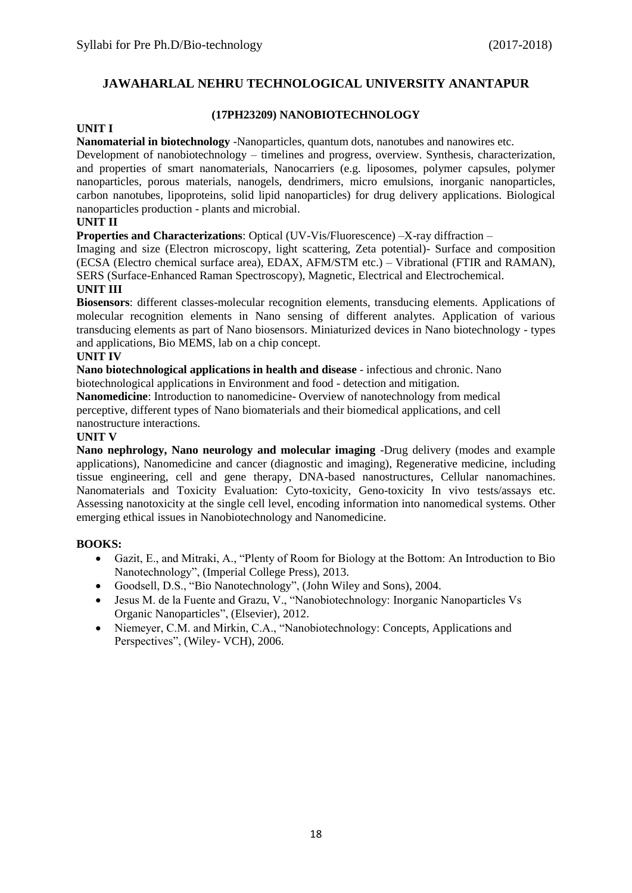## JAWAHARLAL NEHRU TECHNOLOGICAL UNIVERSITY ANANTAPUR

### (17PH23209) NANOBIOTECHNOLOGY

**UNIT I**

**Nanomaterial in biotechnology** -Nanoparticles, quantum dots, nanotubes and nanowires etc. Development of nanobiotechnology – timelines and progress, overview. Synthesis, characterization, and properties of smart nanomaterials, Nanocarriers (e.g. liposomes, polymer capsules, polymer nanoparticles, porous materials, nanogels, dendrimers, micro emulsions, inorganic nanoparticles, carbon nanotubes, lipoproteins, solid lipid nanoparticles) for drug delivery applications. Biological nanoparticles production - plants and microbial.

**UNIT II**

**Properties and Characterizations**: Optical (UV-Vis/Fluorescence) –X-ray diffraction – Imaging and size (Electron microscopy, light scattering, Zeta potential)- Surface and composition (ECSA (Electro chemical surface area), EDAX, AFM/STM etc.) – Vibrational (FTIR and RAMAN), SERS (Surface-Enhanced Raman Spectroscopy), Magnetic, Electrical and Electrochemical.

**UNIT III**

**Biosensors**: different classes-molecular recognition elements, transducing elements. Applications of molecular recognition elements in Nano sensing of different analytes. Application of various transducing elements as part of Nano biosensors. Miniaturized devices in Nano biotechnology - types and applications, Bio MEMS, lab on a chip concept.

**UNIT IV**

**Nano biotechnological applications in health and disease** - infectious and chronic. Nano biotechnological applications in Environment and food - detection and mitigation.

**Nanomedicine**: Introduction to nanomedicine- Overview of nanotechnology from medical perceptive, different types of Nano biomaterials and their biomedical applications, and cell nanostructure interactions.

**UNIT V**

**Nano nephrology, Nano neurology and molecular imaging** -Drug delivery (modes and example applications), Nanomedicine and cancer (diagnostic and imaging), Regenerative medicine, including tissue engineering, cell and gene therapy, DNA-based nanostructures, Cellular nanomachines. Nanomaterials and Toxicity Evaluation: Cyto-toxicity, Geno-toxicity In vivo tests/assays etc. Assessing nanotoxicity at the single cell level, encoding information into nanomedical systems. Other emerging ethical issues in Nanobiotechnology and Nanomedicine.

**BOOKS:**

- Gazit, E., and Mitraki, A., "Plenty of Room for Biology at the Bottom: An Introduction to Bio Nanotechnology", (Imperial College Press), 2013.
- Goodsell, D.S., "Bio Nanotechnology", (John Wiley and Sons), 2004.
- Jesus M. de la Fuente and Grazu, V., "Nanobiotechnology: Inorganic Nanoparticles Vs Organic Nanoparticles", (Elsevier), 2012.
- Niemeyer, C.M. and Mirkin, C.A., "Nanobiotechnology: Concepts, Applications and Perspectives", (Wiley- VCH), 2006.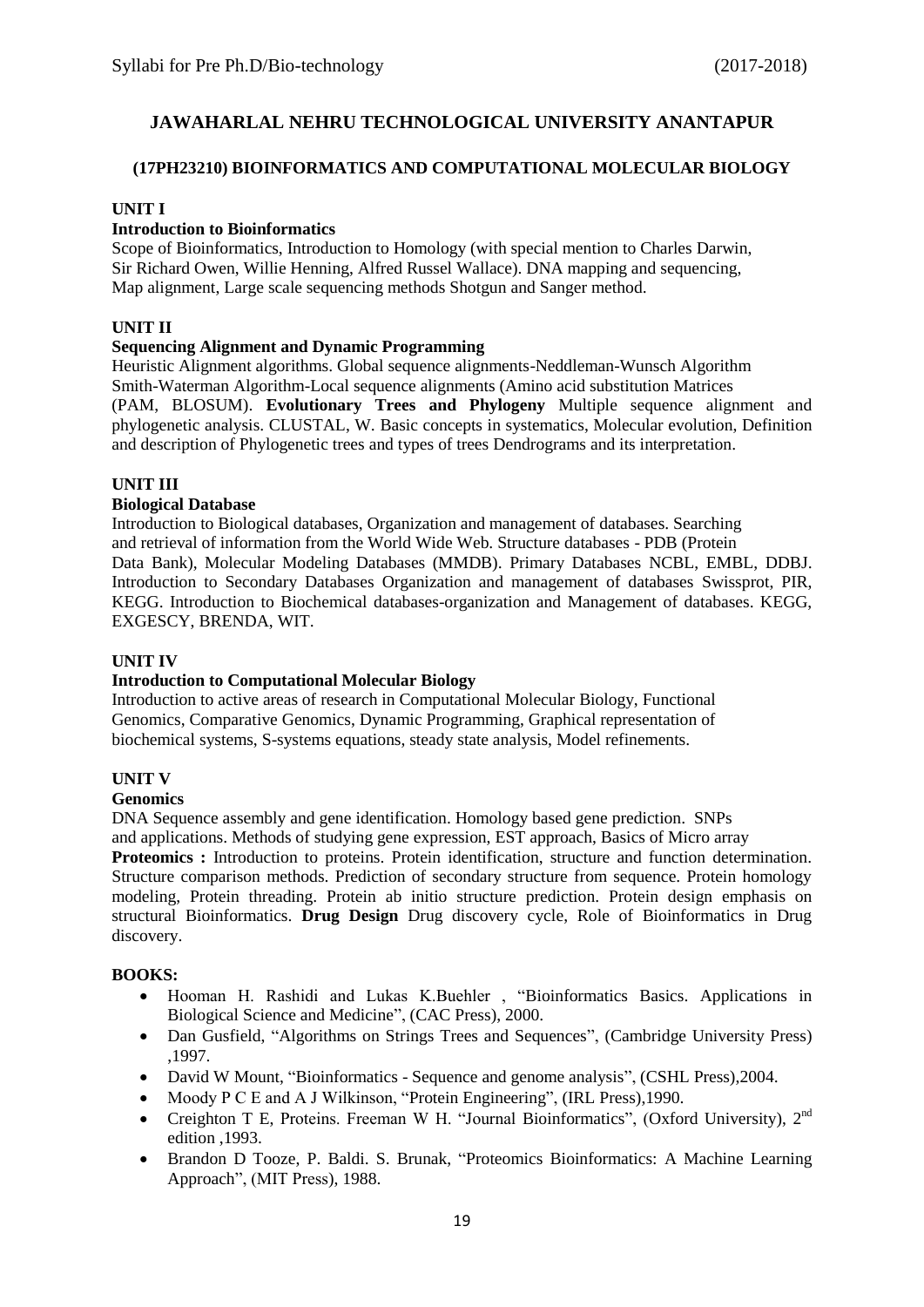# JAWAHARLAL NEHRU TECHNOLOGICAL UNIVERSITY ANANTAPUR

## (17PH23210) BIOINFORMATICS AND COMPUTATIONAL MOLECULAR BIOLOGY

### UNIT I

**Introduction to Bioinformatics**

Scope of Bioinformatics, Introduction to Homology (with special mention to Charles Darwin, Sir Richard Owen, Willie Henning, Alfred Russel Wallace). DNA mapping and sequencing, Map alignment, Large scale sequencing methods Shotgun and Sanger method.

### UNIT II

**Sequencing Alignment and Dynamic Programming**

Heuristic Alignment algorithms. Global sequence alignments-Neddleman-Wunsch Algorithm Smith-Waterman Algorithm-Local sequence alignments (Amino acid substitution Matrices (PAM, BLOSUM). **Evolutionary Trees and Phylogeny** Multiple sequence alignment and phylogenetic analysis. CLUSTAL, W. Basic concepts in systematics, Molecular evolution, Definition and description of Phylogenetic trees and types of trees Dendrograms and its interpretation.

### UNIT III

**Biological Database**

Introduction to Biological databases, Organization and management of databases. Searching and retrieval of information from the World Wide Web. Structure databases - PDB (Protein Data Bank), Molecular Modeling Databases (MMDB). Primary Databases NCBL, EMBL, DDBJ. Introduction to Secondary Databases Organization and management of databases Swissprot, PIR, KEGG. Introduction to Biochemical databases-organization and Management of databases. KEGG, EXGESCY, BRENDA, WIT.

### UNIT IV

**Introduction to Computational Molecular Biology**

Introduction to active areas of research in Computational Molecular Biology, Functional Genomics, Comparative Genomics, Dynamic Programming, Graphical representation of biochemical systems, S-systems equations, steady state analysis, Model refinements.

### UNIT V

**Genomics**

DNA Sequence assembly and gene identification. Homology based gene prediction. SNPs and applications. Methods of studying gene expression, EST approach, Basics of Micro array

**Proteomics :** Introduction to proteins. Protein identification, structure and function determination. Structure comparison methods. Prediction of secondary structure from sequence. Protein homology modeling, Protein threading. Protein ab initio structure prediction. Protein design emphasis on structural Bioinformatics. **Drug Design** Drug discovery cycle, Role of Bioinformatics in Drug discovery.

### BOOKS:

- Hooman H. Rashidi and Lukas K.Buehler , "Bioinformatics Basics. Applications in Biological Science and Medicine", (CAC Press), 2000.
- Dan Gusfield, "Algorithms on Strings Trees and Sequences", (Cambridge University Press) ,1997.
- David W Mount, "Bioinformatics - Sequence and genome analysis", (CSHL Press),2004.
- Moody P C E and A J Wilkinson, "Protein Engineering", (IRL Press),1990.
- Creighton T E, Proteins. Freeman W H. "Journal Bioinformatics", (Oxford University), 2nd edition ,1993.
- Brandon D Tooze, P. Baldi. S. Brunak, "Proteomics Bioinformatics: A Machine Learning Approach", (MIT Press), 1988.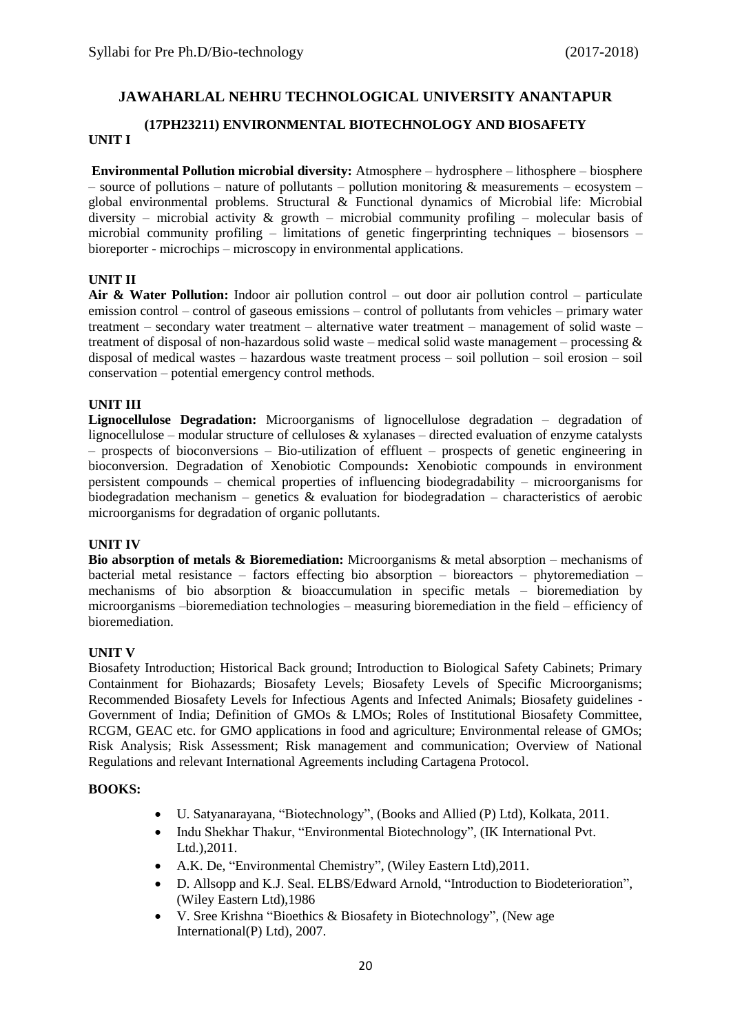## JAWAHARLAL NEHRU TECHNOLOGICAL UNIVERSITY ANANTAPUR

### (17PH23211) ENVIRONMENTAL BIOTECHNOLOGY AND BIOSAFETY

**UNIT I**

**Environmental Pollution microbial diversity:** Atmosphere – hydrosphere – lithosphere – biosphere – source of pollutions – nature of pollutants – pollution monitoring & measurements – ecosystem – global environmental problems. Structural & Functional dynamics of Microbial life: Microbial diversity – microbial activity & growth – microbial community profiling – molecular basis of microbial community profiling – limitations of genetic fingerprinting techniques – biosensors – bioreporter - microchips – microscopy in environmental applications.

**UNIT II**

**Air & Water Pollution:** Indoor air pollution control – out door air pollution control – particulate emission control – control of gaseous emissions – control of pollutants from vehicles – primary water treatment – secondary water treatment – alternative water treatment – management of solid waste – treatment of disposal of non-hazardous solid waste – medical solid waste management – processing & disposal of medical wastes – hazardous waste treatment process – soil pollution – soil erosion – soil conservation – potential emergency control methods.

**UNIT III**

**Lignocellulose Degradation:** Microorganisms of lignocellulose degradation – degradation of lignocellulose – modular structure of celluloses & xylanases – directed evaluation of enzyme catalysts – prospects of bioconversions – Bio-utilization of effluent – prospects of genetic engineering in bioconversion. Degradation of Xenobiotic Compounds**:** Xenobiotic compounds in environment persistent compounds – chemical properties of influencing biodegradability – microorganisms for biodegradation mechanism – genetics & evaluation for biodegradation – characteristics of aerobic microorganisms for degradation of organic pollutants.

**UNIT IV**

**Bio absorption of metals & Bioremediation:** Microorganisms & metal absorption – mechanisms of bacterial metal resistance – factors effecting bio absorption – bioreactors – phytoremediation – mechanisms of bio absorption & bioaccumulation in specific metals – bioremediation by microorganisms –bioremediation technologies – measuring bioremediation in the field – efficiency of bioremediation.

**UNIT V**

Biosafety Introduction; Historical Back ground; Introduction to Biological Safety Cabinets; Primary Containment for Biohazards; Biosafety Levels; Biosafety Levels of Specific Microorganisms; Recommended Biosafety Levels for Infectious Agents and Infected Animals; Biosafety guidelines - Government of India; Definition of GMOs & LMOs; Roles of Institutional Biosafety Committee, RCGM, GEAC etc. for GMO applications in food and agriculture; Environmental release of GMOs; Risk Analysis; Risk Assessment; Risk management and communication; Overview of National Regulations and relevant International Agreements including Cartagena Protocol.

**BOOKS:**

- U. Satyanarayana, "Biotechnology", (Books and Allied (P) Ltd), Kolkata, 2011.
- Indu Shekhar Thakur, "Environmental Biotechnology", (IK International Pvt. Ltd.),2011.
- A.K. De, "Environmental Chemistry", (Wiley Eastern Ltd),2011.
- D. Allsopp and K.J. Seal. ELBS/Edward Arnold, "Introduction to Biodeterioration", (Wiley Eastern Ltd),1986
- V. Sree Krishna "Bioethics & Biosafety in Biotechnology", (New age International(P) Ltd), 2007.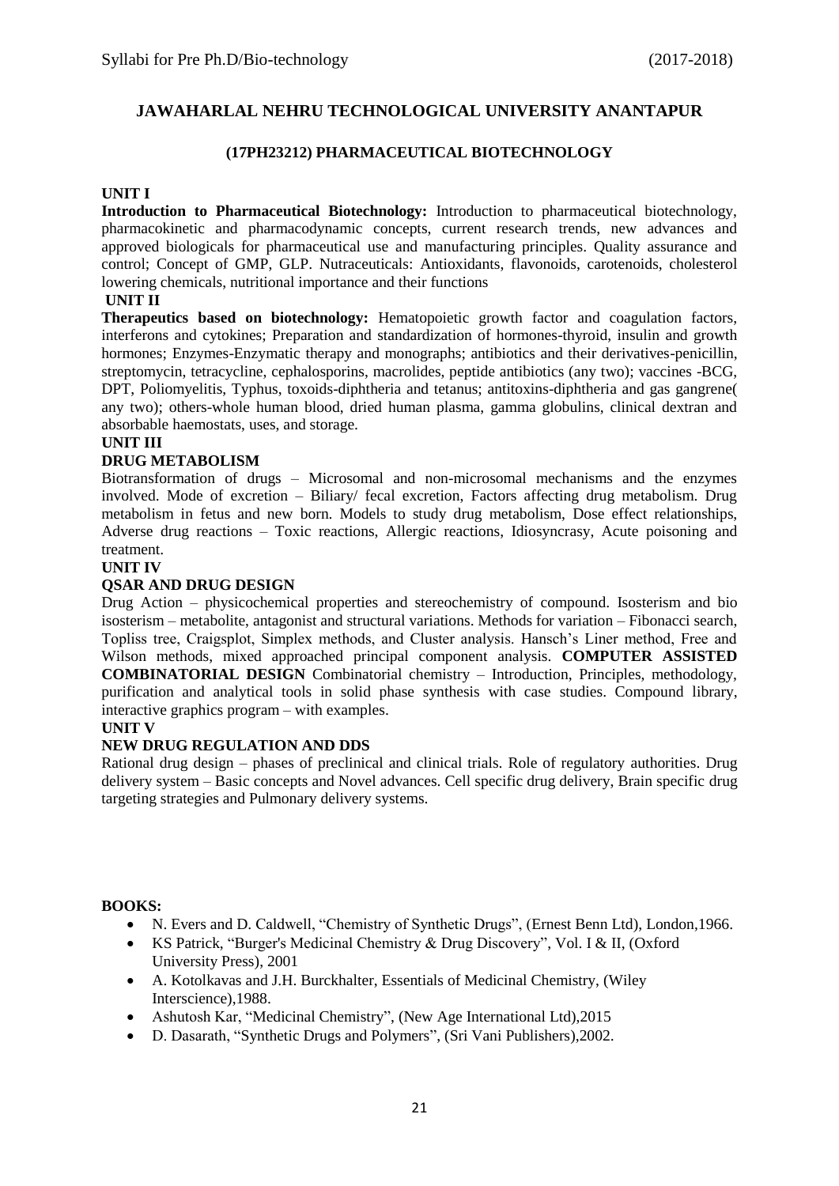# JAWAHARLAL NEHRU TECHNOLOGICAL UNIVERSITY ANANTAPUR

## (17PH23212) PHARMACEUTICAL BIOTECHNOLOGY

**UNIT I**

**Introduction to Pharmaceutical Biotechnology:** Introduction to pharmaceutical biotechnology, pharmacokinetic and pharmacodynamic concepts, current research trends, new advances and approved biologicals for pharmaceutical use and manufacturing principles. Quality assurance and control; Concept of GMP, GLP. Nutraceuticals: Antioxidants, flavonoids, carotenoids, cholesterol lowering chemicals, nutritional importance and their functions

**UNIT II**

**Therapeutics based on biotechnology:** Hematopoietic growth factor and coagulation factors, interferons and cytokines; Preparation and standardization of hormones-thyroid, insulin and growth hormones; Enzymes-Enzymatic therapy and monographs; antibiotics and their derivatives-penicillin, streptomycin, tetracycline, cephalosporins, macrolides, peptide antibiotics (any two); vaccines -BCG, DPT, Poliomyelitis, Typhus, toxoids-diphtheria and tetanus; antitoxins-diphtheria and gas gangrene( any two); others-whole human blood, dried human plasma, gamma globulins, clinical dextran and absorbable haemostats, uses, and storage.

**UNIT III**

**DRUG METABOLISM**

Biotransformation of drugs – Microsomal and non-microsomal mechanisms and the enzymes involved. Mode of excretion – Biliary/ fecal excretion, Factors affecting drug metabolism. Drug metabolism in fetus and new born. Models to study drug metabolism, Dose effect relationships, Adverse drug reactions – Toxic reactions, Allergic reactions, Idiosyncrasy, Acute poisoning and treatment.

**UNIT IV**

**QSAR AND DRUG DESIGN**

Drug Action – physicochemical properties and stereochemistry of compound. Isosterism and bio isosterism – metabolite, antagonist and structural variations. Methods for variation – Fibonacci search, Topliss tree, Craigsplot, Simplex methods, and Cluster analysis. Hansch's Liner method, Free and Wilson methods, mixed approached principal component analysis. **COMPUTER ASSISTED COMBINATORIAL DESIGN** Combinatorial chemistry – Introduction, Principles, methodology, purification and analytical tools in solid phase synthesis with case studies. Compound library, interactive graphics program – with examples.

**UNIT V**

**NEW DRUG REGULATION AND DDS**

Rational drug design – phases of preclinical and clinical trials. Role of regulatory authorities. Drug delivery system – Basic concepts and Novel advances. Cell specific drug delivery, Brain specific drug targeting strategies and Pulmonary delivery systems.

**BOOKS:**

- N. Evers and D. Caldwell, "Chemistry of Synthetic Drugs", (Ernest Benn Ltd), London,1966.
- KS Patrick, "Burger's Medicinal Chemistry & Drug Discovery", Vol. I & II, (Oxford University Press), 2001
- A. Kotolkavas and J.H. Burckhalter, Essentials of Medicinal Chemistry, (Wiley Interscience),1988.
- Ashutosh Kar, "Medicinal Chemistry", (New Age International Ltd),2015
- D. Dasarath, "Synthetic Drugs and Polymers", (Sri Vani Publishers),2002.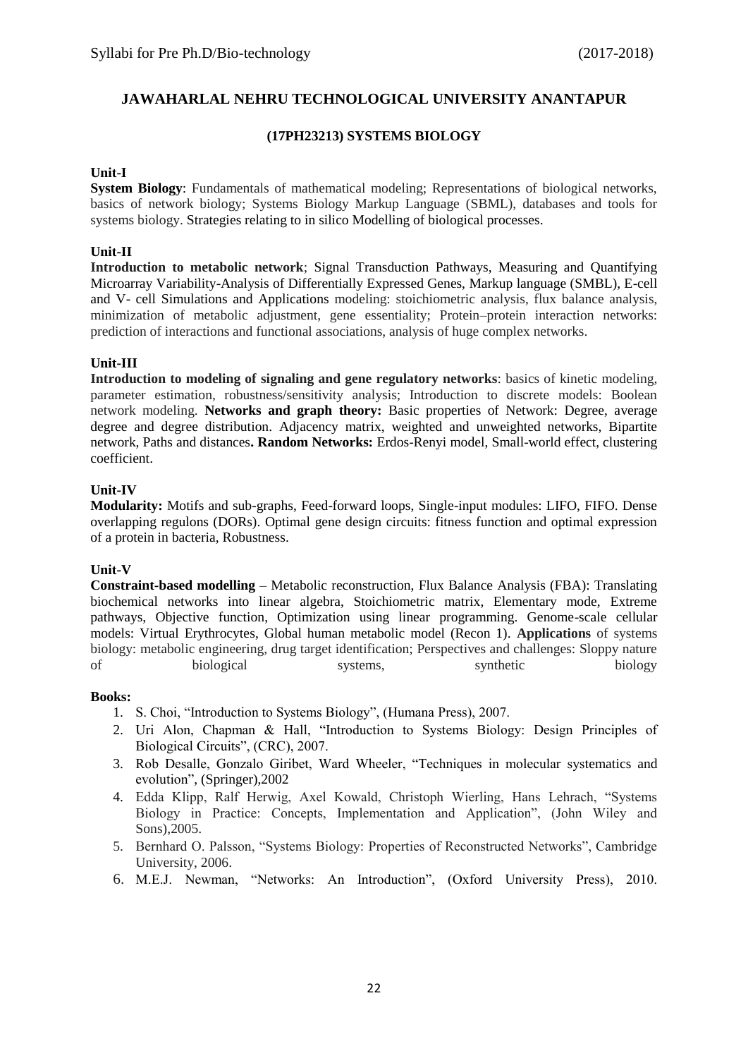# JAWAHARLAL NEHRU TECHNOLOGICAL UNIVERSITY ANANTAPUR

## (17PH23213) SYSTEMS BIOLOGY

**Unit-I**

**System Biology**: Fundamentals of mathematical modeling; Representations of biological networks, basics of network biology; Systems Biology Markup Language (SBML), databases and tools for systems biology. Strategies relating to in silico Modelling of biological processes.

**Unit-II**

**Introduction to metabolic network**; Signal Transduction Pathways, Measuring and Quantifying Microarray Variability-Analysis of Differentially Expressed Genes, Markup language (SMBL), E-cell and V- cell Simulations and Applications modeling: stoichiometric analysis, flux balance analysis, minimization of metabolic adjustment, gene essentiality; Protein–protein interaction networks: prediction of interactions and functional associations, analysis of huge complex networks.

**Unit-III**

**Introduction to modeling of signaling and gene regulatory networks**: basics of kinetic modeling, parameter estimation, robustness/sensitivity analysis; Introduction to discrete models: Boolean network modeling. **Networks and graph theory:** Basic properties of Network: Degree, average degree and degree distribution. Adjacency matrix, weighted and unweighted networks, Bipartite network, Paths and distances**. Random Networks:** Erdos-Renyi model, Small-world effect, clustering coefficient.

**Unit-IV**

**Modularity:** Motifs and sub-graphs, Feed-forward loops, Single-input modules: LIFO, FIFO. Dense overlapping regulons (DORs). Optimal gene design circuits: fitness function and optimal expression of a protein in bacteria, Robustness.

**Unit-V**

**Constraint-based modelling** – Metabolic reconstruction, Flux Balance Analysis (FBA): Translating biochemical networks into linear algebra, Stoichiometric matrix, Elementary mode, Extreme pathways, Objective function, Optimization using linear programming. Genome-scale cellular models: Virtual Erythrocytes, Global human metabolic model (Recon 1). **Applications** of systems biology: metabolic engineering, drug target identification; Perspectives and challenges: Sloppy nature of biological systems, synthetic biology

**Books:**

1. S. Choi, "Introduction to Systems Biology", (Humana Press), 2007.
2. Uri Alon, Chapman & Hall, "Introduction to Systems Biology: Design Principles of Biological Circuits", (CRC), 2007.
3. Rob Desalle, Gonzalo Giribet, Ward Wheeler, "Techniques in molecular systematics and evolution", (Springer),2002
4. Edda Klipp, Ralf Herwig, Axel Kowald, Christoph Wierling, Hans Lehrach, "Systems Biology in Practice: Concepts, Implementation and Application", (John Wiley and Sons),2005.
5. Bernhard O. Palsson, "Systems Biology: Properties of Reconstructed Networks", Cambridge University, 2006.
6. M.E.J. Newman, "Networks: An Introduction", (Oxford University Press), 2010.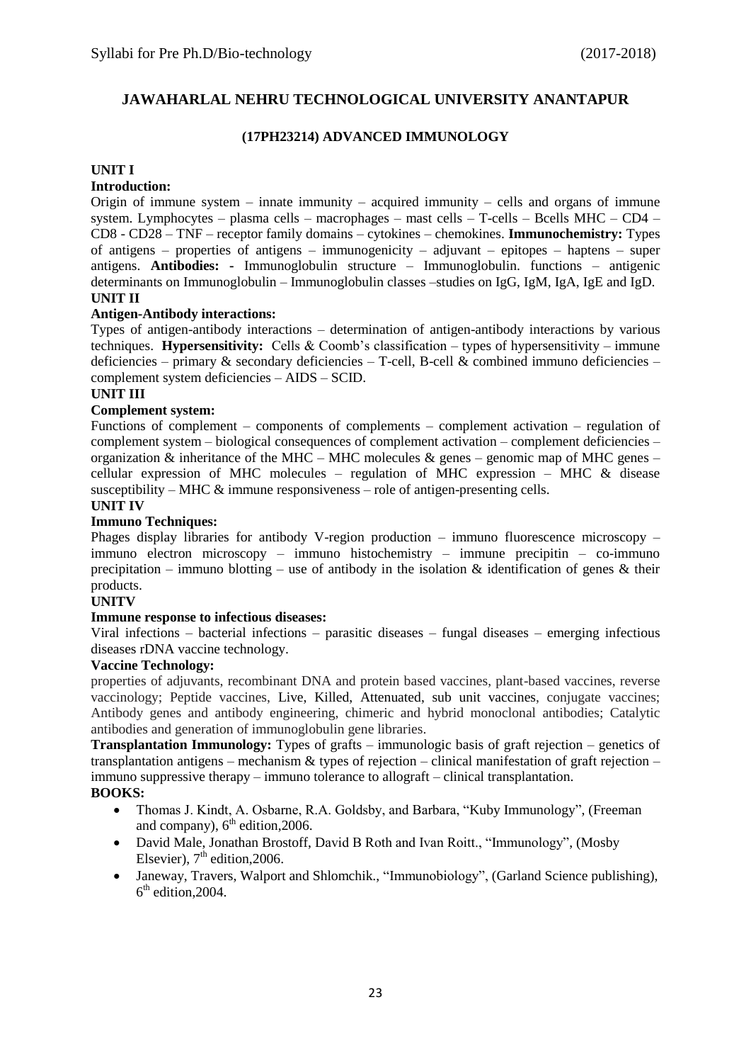## JAWAHARLAL NEHRU TECHNOLOGICAL UNIVERSITY ANANTAPUR

### (17PH23214) ADVANCED IMMUNOLOGY

**UNIT I**

**Introduction:**

Origin of immune system – innate immunity – acquired immunity – cells and organs of immune system. Lymphocytes – plasma cells – macrophages – mast cells – T-cells – Bcells MHC – CD4 – CD8 - CD28 – TNF – receptor family domains – cytokines – chemokines. **Immunochemistry:** Types of antigens – properties of antigens – immunogenicity – adjuvant – epitopes – haptens – super antigens. **Antibodies: -** Immunoglobulin structure – Immunoglobulin. functions – antigenic determinants on Immunoglobulin – Immunoglobulin classes –studies on IgG, IgM, IgA, IgE and IgD.

**UNIT II**

**Antigen-Antibody interactions:**

Types of antigen-antibody interactions – determination of antigen-antibody interactions by various techniques. **Hypersensitivity:** Cells & Coomb's classification – types of hypersensitivity – immune deficiencies – primary & secondary deficiencies – T-cell, B-cell & combined immuno deficiencies – complement system deficiencies – AIDS – SCID.

**UNIT III**

**Complement system:**

Functions of complement – components of complements – complement activation – regulation of complement system – biological consequences of complement activation – complement deficiencies – organization & inheritance of the MHC – MHC molecules & genes – genomic map of MHC genes – cellular expression of MHC molecules – regulation of MHC expression – MHC & disease susceptibility – MHC & immune responsiveness – role of antigen-presenting cells.

**UNIT IV**

**Immuno Techniques:**

Phages display libraries for antibody V-region production – immuno fluorescence microscopy – immuno electron microscopy – immuno histochemistry – immune precipitin – co-immuno precipitation – immuno blotting – use of antibody in the isolation & identification of genes & their products.

**UNITV**

**Immune response to infectious diseases:**

Viral infections – bacterial infections – parasitic diseases – fungal diseases – emerging infectious diseases rDNA vaccine technology.

**Vaccine Technology:**

properties of adjuvants, recombinant DNA and protein based vaccines, plant-based vaccines, reverse vaccinology; Peptide vaccines, Live, Killed, Attenuated, sub unit vaccines, conjugate vaccines; Antibody genes and antibody engineering, chimeric and hybrid monoclonal antibodies; Catalytic antibodies and generation of immunoglobulin gene libraries.

**Transplantation Immunology:** Types of grafts – immunologic basis of graft rejection – genetics of transplantation antigens – mechanism & types of rejection – clinical manifestation of graft rejection – immuno suppressive therapy – immuno tolerance to allograft – clinical transplantation.

**BOOKS:**

- Thomas J. Kindt, A. Osbarne, R.A. Goldsby, and Barbara, "Kuby Immunology", (Freeman and company), 6th edition,2006.
- David Male, Jonathan Brostoff, David B Roth and Ivan Roitt., "Immunology", (Mosby Elsevier), 7th edition,2006.
- Janeway, Travers, Walport and Shlomchik., "Immunobiology", (Garland Science publishing), 6th edition,2004.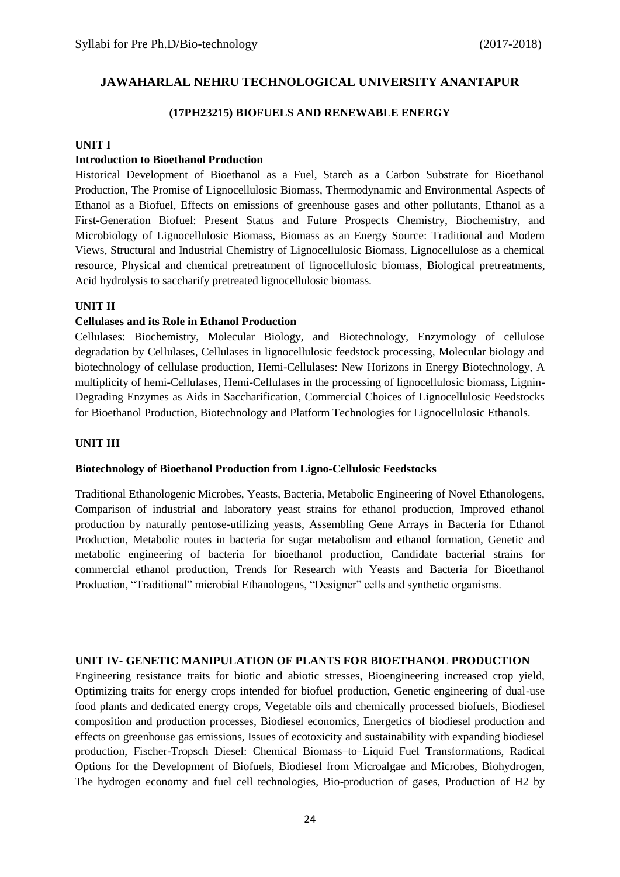## JAWAHARLAL NEHRU TECHNOLOGICAL UNIVERSITY ANANTAPUR

### (17PH23215) BIOFUELS AND RENEWABLE ENERGY

**UNIT I**

**Introduction to Bioethanol Production**

Historical Development of Bioethanol as a Fuel, Starch as a Carbon Substrate for Bioethanol Production, The Promise of Lignocellulosic Biomass, Thermodynamic and Environmental Aspects of Ethanol as a Biofuel, Effects on emissions of greenhouse gases and other pollutants, Ethanol as a First-Generation Biofuel: Present Status and Future Prospects Chemistry, Biochemistry, and Microbiology of Lignocellulosic Biomass, Biomass as an Energy Source: Traditional and Modern Views, Structural and Industrial Chemistry of Lignocellulosic Biomass, Lignocellulose as a chemical resource, Physical and chemical pretreatment of lignocellulosic biomass, Biological pretreatments, Acid hydrolysis to saccharify pretreated lignocellulosic biomass.

**UNIT II**

**Cellulases and its Role in Ethanol Production**

Cellulases: Biochemistry, Molecular Biology, and Biotechnology, Enzymology of cellulose degradation by Cellulases, Cellulases in lignocellulosic feedstock processing, Molecular biology and biotechnology of cellulase production, Hemi-Cellulases: New Horizons in Energy Biotechnology, A multiplicity of hemi-Cellulases, Hemi-Cellulases in the processing of lignocellulosic biomass, Lignin-Degrading Enzymes as Aids in Saccharification, Commercial Choices of Lignocellulosic Feedstocks for Bioethanol Production, Biotechnology and Platform Technologies for Lignocellulosic Ethanols.

**UNIT III**

**Biotechnology of Bioethanol Production from Ligno-Cellulosic Feedstocks**

Traditional Ethanologenic Microbes, Yeasts, Bacteria, Metabolic Engineering of Novel Ethanologens, Comparison of industrial and laboratory yeast strains for ethanol production, Improved ethanol production by naturally pentose-utilizing yeasts, Assembling Gene Arrays in Bacteria for Ethanol Production, Metabolic routes in bacteria for sugar metabolism and ethanol formation, Genetic and metabolic engineering of bacteria for bioethanol production, Candidate bacterial strains for commercial ethanol production, Trends for Research with Yeasts and Bacteria for Bioethanol Production, "Traditional" microbial Ethanologens, "Designer" cells and synthetic organisms.

**UNIT IV- GENETIC MANIPULATION OF PLANTS FOR BIOETHANOL PRODUCTION**

Engineering resistance traits for biotic and abiotic stresses, Bioengineering increased crop yield, Optimizing traits for energy crops intended for biofuel production, Genetic engineering of dual-use food plants and dedicated energy crops, Vegetable oils and chemically processed biofuels, Biodiesel composition and production processes, Biodiesel economics, Energetics of biodiesel production and effects on greenhouse gas emissions, Issues of ecotoxicity and sustainability with expanding biodiesel production, Fischer-Tropsch Diesel: Chemical Biomass–to–Liquid Fuel Transformations, Radical Options for the Development of Biofuels, Biodiesel from Microalgae and Microbes, Biohydrogen, The hydrogen economy and fuel cell technologies, Bio-production of gases, Production of $H_2$ by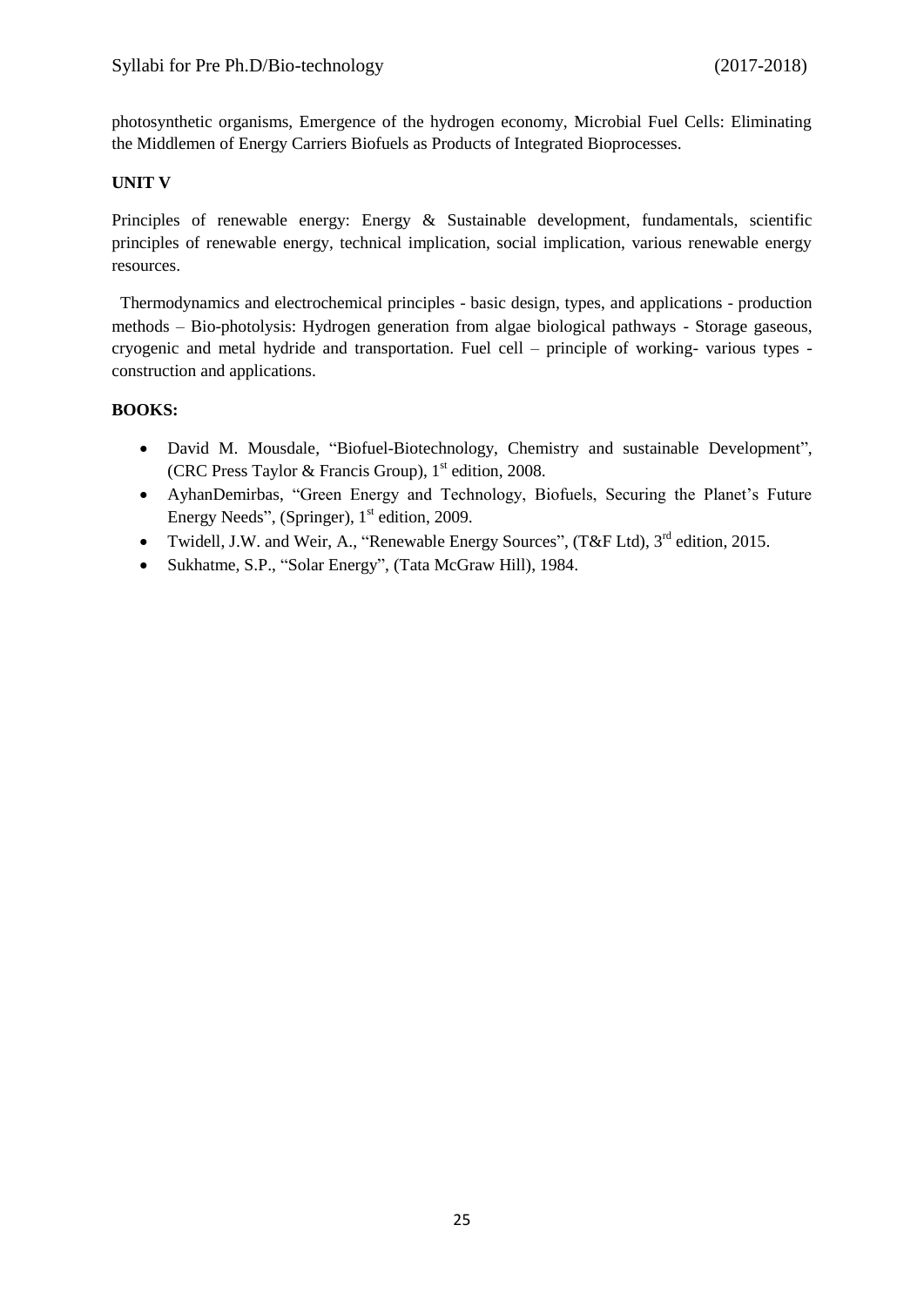photosynthetic organisms, Emergence of the hydrogen economy, Microbial Fuel Cells: Eliminating the Middlemen of Energy Carriers Biofuels as Products of Integrated Bioprocesses.

**UNIT V**

Principles of renewable energy: Energy & Sustainable development, fundamentals, scientific principles of renewable energy, technical implication, social implication, various renewable energy resources.

Thermodynamics and electrochemical principles - basic design, types, and applications - production methods – Bio-photolysis: Hydrogen generation from algae biological pathways - Storage gaseous, cryogenic and metal hydride and transportation. Fuel cell – principle of working- various types - construction and applications.

**BOOKS:**

- David M. Mousdale, "Biofuel-Biotechnology, Chemistry and sustainable Development", (CRC Press Taylor & Francis Group), 1st edition, 2008.
- AyhanDemirbas, "Green Energy and Technology, Biofuels, Securing the Planet's Future Energy Needs", (Springer), 1st edition, 2009.
- Twidell, J.W. and Weir, A., "Renewable Energy Sources", (T&F Ltd), 3rd edition, 2015.
- Sukhatme, S.P., "Solar Energy", (Tata McGraw Hill), 1984.